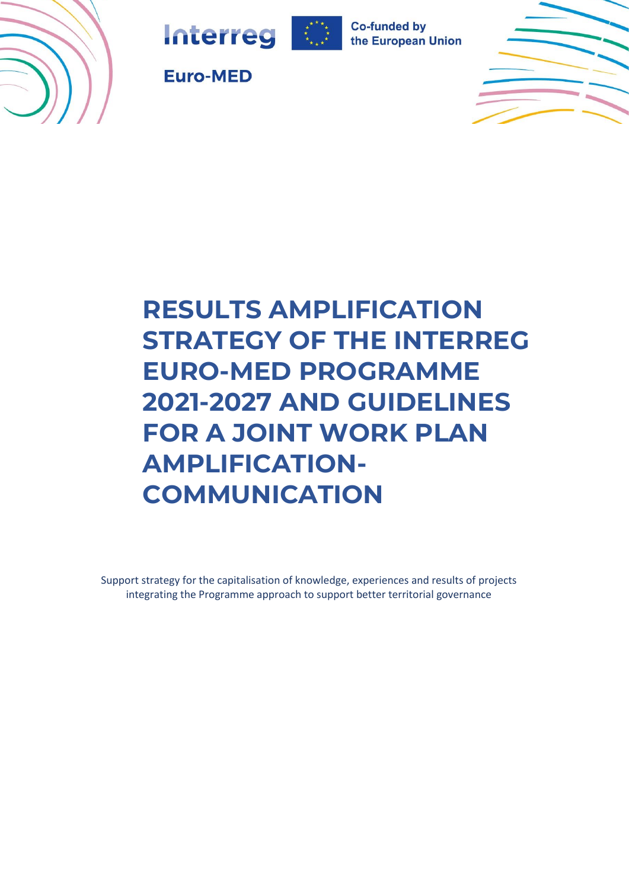Interreg

Co-funded by the European Union

Euro-MED

# RESULTS AMPLIFICATION STRATEGY OF THE INTERREG EURO-MED PROGRAMME 2021-2027 AND GUIDELINES FOR A JOINT WORK PLAN AMPLIFICATION-COMMUNICATION

Support strategy for the capitalisation of knowledge, experiences and results of projects integrating the Programme approach to support better territorial governance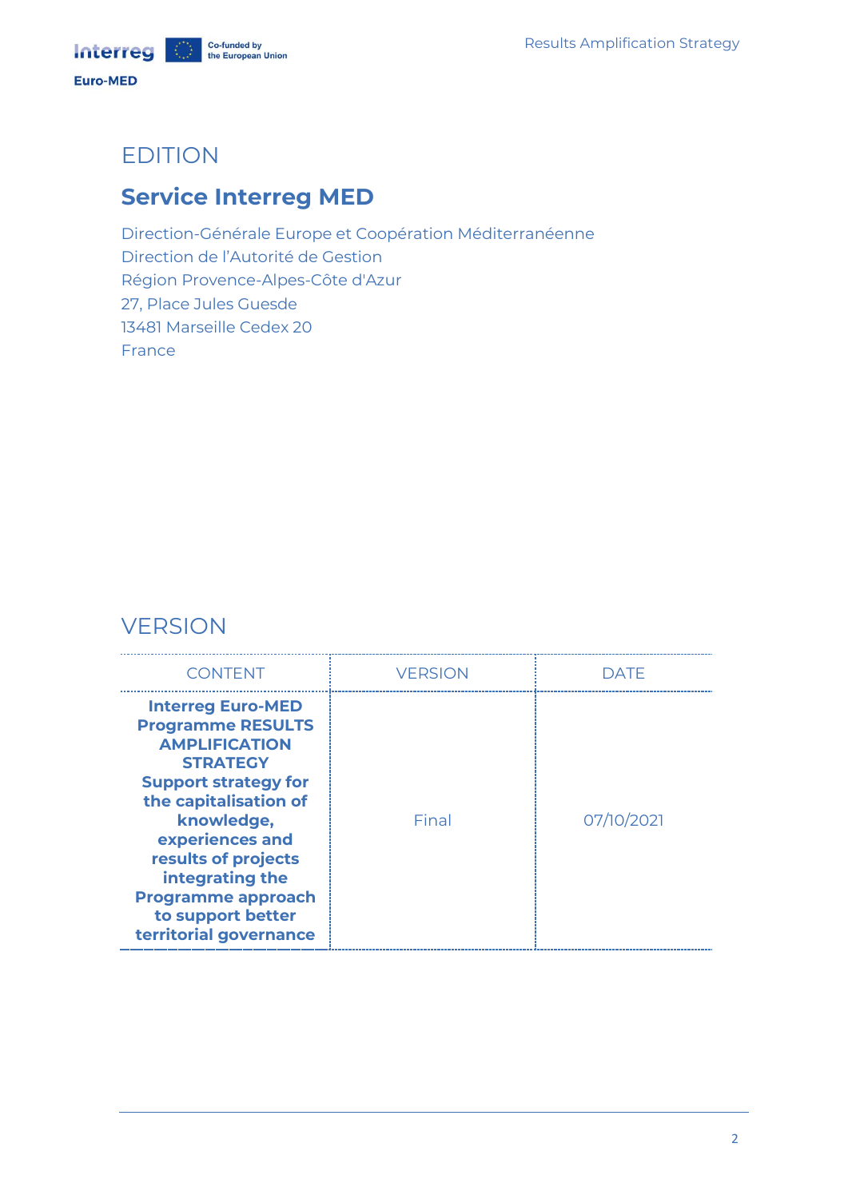## EDITION

## Service Interreg MED

Direction-Générale Europe et Coopération Méditerranéenne
Direction de l'Autorité de Gestion
Région Provence-Alpes-Côte d'Azur
27, Place Jules Guesde
13481 Marseille Cedex 20
France

## VERSION

| CONTENT | VERSION | DATE |
| --- | --- | --- |
| **Interreg Euro-MED Programme RESULTS AMPLIFICATION STRATEGY Support strategy for the capitalisation of knowledge, experiences and results of projects integrating the Programme approach to support better territorial governance** | Final | 07/10/2021 |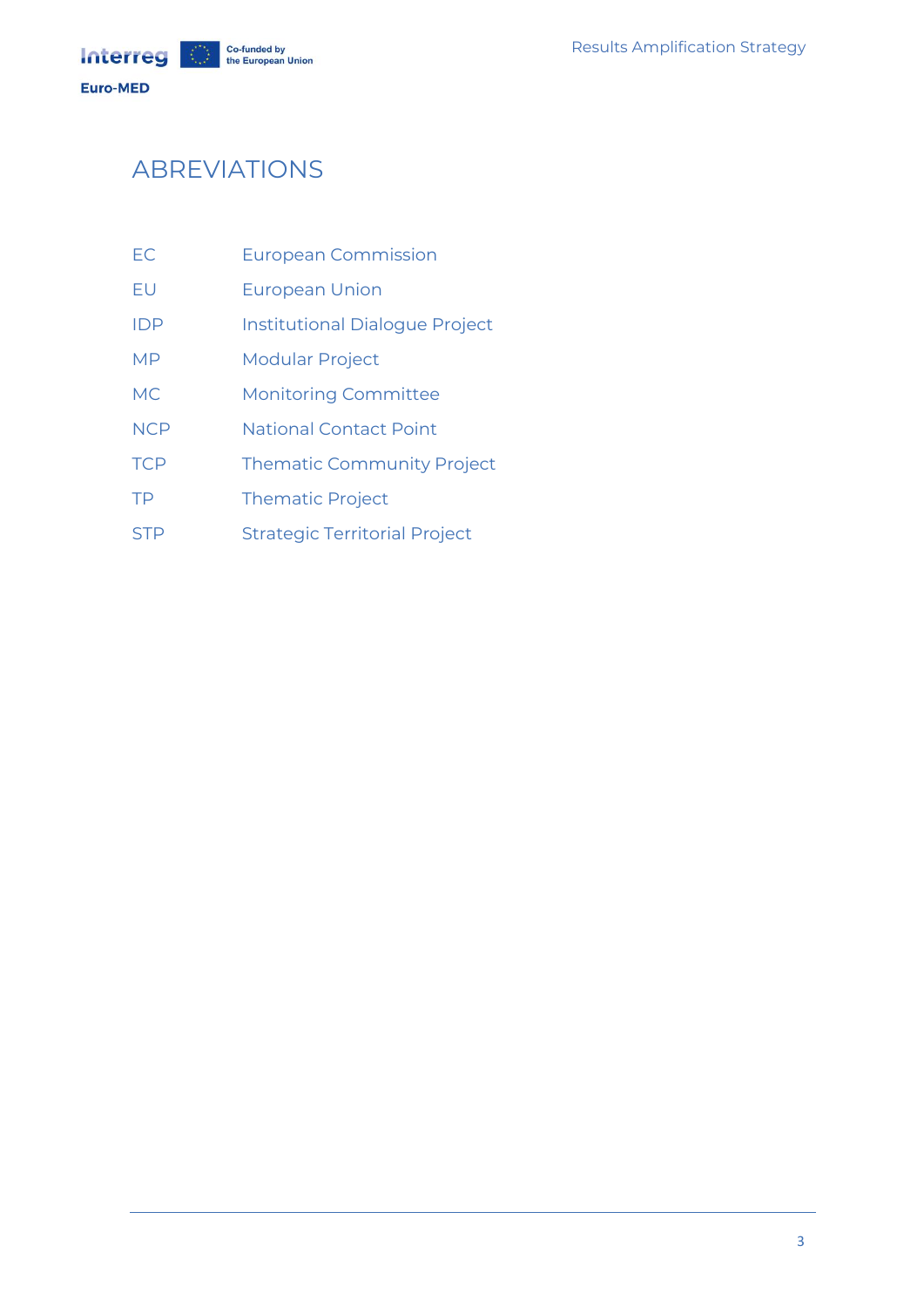# ABREVIATIONS

| | |
|---|---|
| EC | European Commission |
| EU | European Union |
| IDP | Institutional Dialogue Project |
| MP | Modular Project |
| MC | Monitoring Committee |
| NCP | National Contact Point |
| TCP | Thematic Community Project |
| TP | Thematic Project |
| STP | Strategic Territorial Project |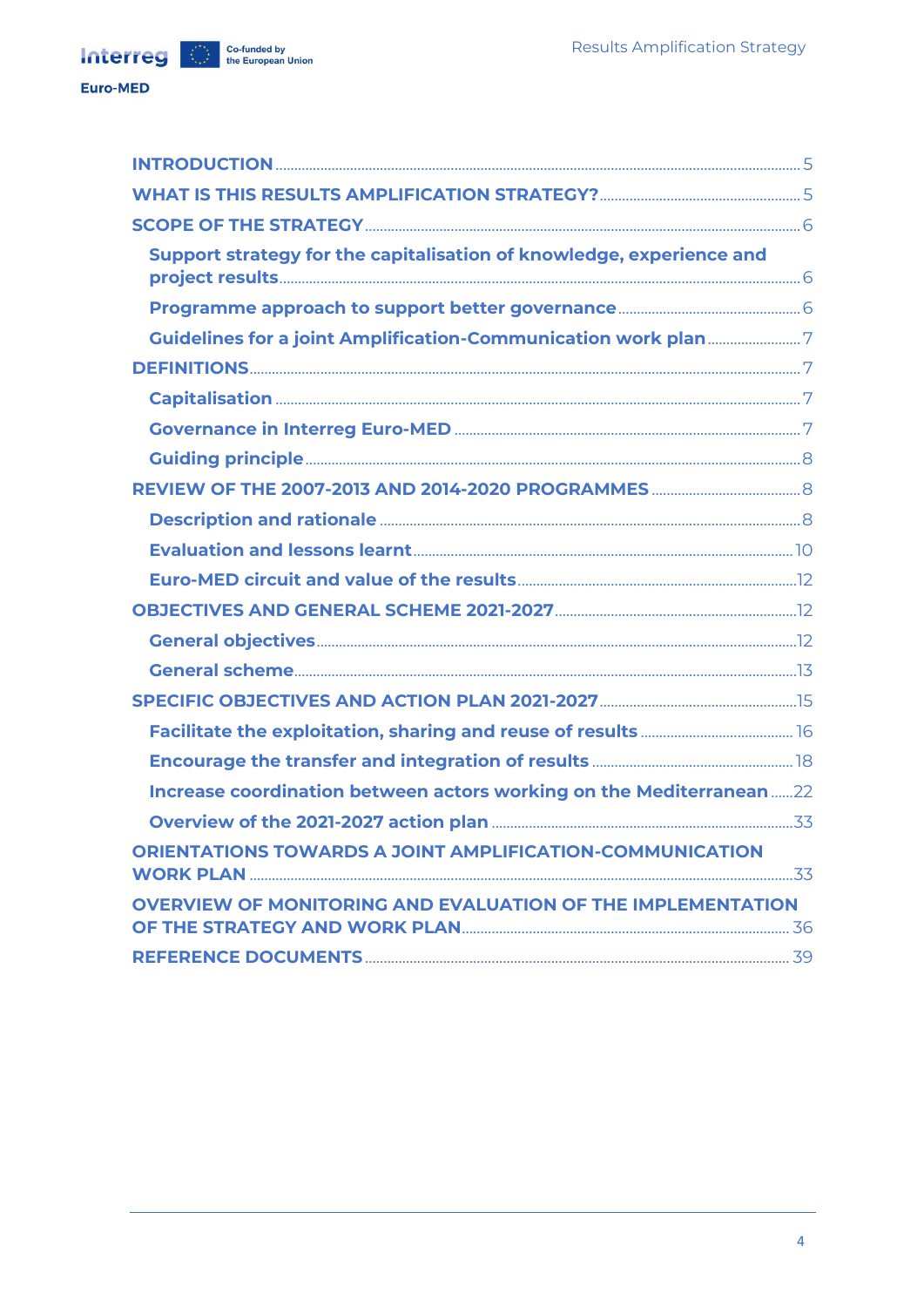- **INTRODUCTION** ..... 5
- **WHAT IS THIS RESULTS AMPLIFICATION STRATEGY?** ..... 5
- **SCOPE OF THE STRATEGY** ..... 6
  - **Support strategy for the capitalisation of knowledge, experience and project results** ..... 6
  - **Programme approach to support better governance** ..... 6
  - **Guidelines for a joint Amplification-Communication work plan** ..... 7
- **DEFINITIONS** ..... 7
  - **Capitalisation** ..... 7
  - **Governance in Interreg Euro-MED** ..... 7
  - **Guiding principle** ..... 8
- **REVIEW OF THE 2007-2013 AND 2014-2020 PROGRAMMES** ..... 8
  - **Description and rationale** ..... 8
  - **Evaluation and lessons learnt** ..... 10
  - **Euro-MED circuit and value of the results** ..... 12
- **OBJECTIVES AND GENERAL SCHEME 2021-2027** ..... 12
  - **General objectives** ..... 12
  - **General scheme** ..... 13
- **SPECIFIC OBJECTIVES AND ACTION PLAN 2021-2027** ..... 15
  - **Facilitate the exploitation, sharing and reuse of results** ..... 16
  - **Encourage the transfer and integration of results** ..... 18
  - **Increase coordination between actors working on the Mediterranean** ..... 22
  - **Overview of the 2021-2027 action plan** ..... 33
- **ORIENTATIONS TOWARDS A JOINT AMPLIFICATION-COMMUNICATION WORK PLAN** ..... 33
- **OVERVIEW OF MONITORING AND EVALUATION OF THE IMPLEMENTATION OF THE STRATEGY AND WORK PLAN** ..... 36
- **REFERENCE DOCUMENTS** ..... 39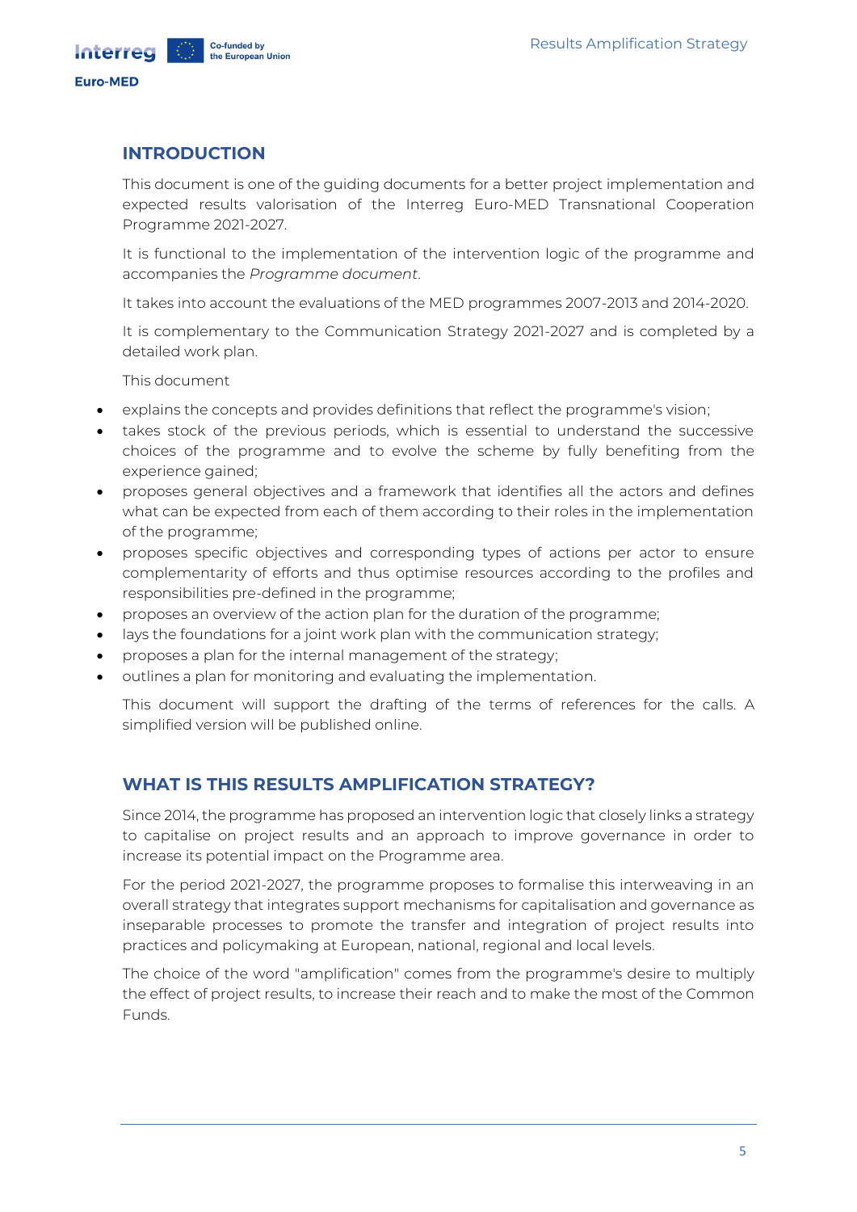## INTRODUCTION

This document is one of the guiding documents for a better project implementation and expected results valorisation of the Interreg Euro-MED Transnational Cooperation Programme 2021-2027.

It is functional to the implementation of the intervention logic of the programme and accompanies the *Programme document*.

It takes into account the evaluations of the MED programmes 2007-2013 and 2014-2020.

It is complementary to the Communication Strategy 2021-2027 and is completed by a detailed work plan.

This document

- explains the concepts and provides definitions that reflect the programme's vision;
- takes stock of the previous periods, which is essential to understand the successive choices of the programme and to evolve the scheme by fully benefiting from the experience gained;
- proposes general objectives and a framework that identifies all the actors and defines what can be expected from each of them according to their roles in the implementation of the programme;
- proposes specific objectives and corresponding types of actions per actor to ensure complementarity of efforts and thus optimise resources according to the profiles and responsibilities pre-defined in the programme;
- proposes an overview of the action plan for the duration of the programme;
- lays the foundations for a joint work plan with the communication strategy;
- proposes a plan for the internal management of the strategy;
- outlines a plan for monitoring and evaluating the implementation.

This document will support the drafting of the terms of references for the calls. A simplified version will be published online.

## WHAT IS THIS RESULTS AMPLIFICATION STRATEGY?

Since 2014, the programme has proposed an intervention logic that closely links a strategy to capitalise on project results and an approach to improve governance in order to increase its potential impact on the Programme area.

For the period 2021-2027, the programme proposes to formalise this interweaving in an overall strategy that integrates support mechanisms for capitalisation and governance as inseparable processes to promote the transfer and integration of project results into practices and policymaking at European, national, regional and local levels.

The choice of the word "amplification" comes from the programme's desire to multiply the effect of project results, to increase their reach and to make the most of the Common Funds.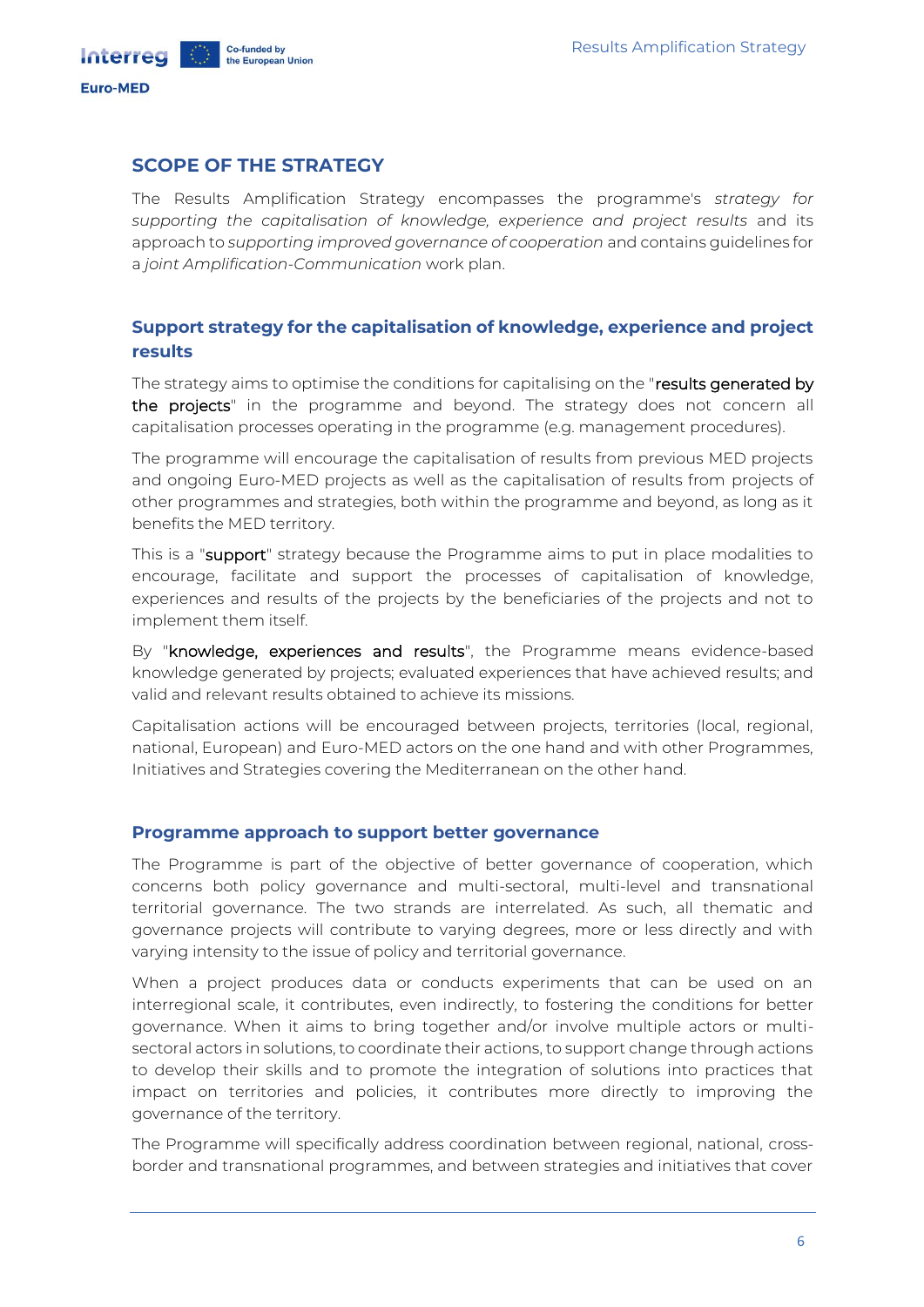## SCOPE OF THE STRATEGY

The Results Amplification Strategy encompasses the programme's *strategy for supporting the capitalisation of knowledge, experience and project results* and its approach to *supporting improved governance of cooperation* and contains guidelines for a *joint Amplification-Communication* work plan.

### Support strategy for the capitalisation of knowledge, experience and project results

The strategy aims to optimise the conditions for capitalising on the "results generated by the projects" in the programme and beyond. The strategy does not concern all capitalisation processes operating in the programme (e.g. management procedures).

The programme will encourage the capitalisation of results from previous MED projects and ongoing Euro-MED projects as well as the capitalisation of results from projects of other programmes and strategies, both within the programme and beyond, as long as it benefits the MED territory.

This is a "support" strategy because the Programme aims to put in place modalities to encourage, facilitate and support the processes of capitalisation of knowledge, experiences and results of the projects by the beneficiaries of the projects and not to implement them itself.

By "knowledge, experiences and results", the Programme means evidence-based knowledge generated by projects; evaluated experiences that have achieved results; and valid and relevant results obtained to achieve its missions.

Capitalisation actions will be encouraged between projects, territories (local, regional, national, European) and Euro-MED actors on the one hand and with other Programmes, Initiatives and Strategies covering the Mediterranean on the other hand.

### Programme approach to support better governance

The Programme is part of the objective of better governance of cooperation, which concerns both policy governance and multi-sectoral, multi-level and transnational territorial governance. The two strands are interrelated. As such, all thematic and governance projects will contribute to varying degrees, more or less directly and with varying intensity to the issue of policy and territorial governance.

When a project produces data or conducts experiments that can be used on an interregional scale, it contributes, even indirectly, to fostering the conditions for better governance. When it aims to bring together and/or involve multiple actors or multi-sectoral actors in solutions, to coordinate their actions, to support change through actions to develop their skills and to promote the integration of solutions into practices that impact on territories and policies, it contributes more directly to improving the governance of the territory.

The Programme will specifically address coordination between regional, national, cross-border and transnational programmes, and between strategies and initiatives that cover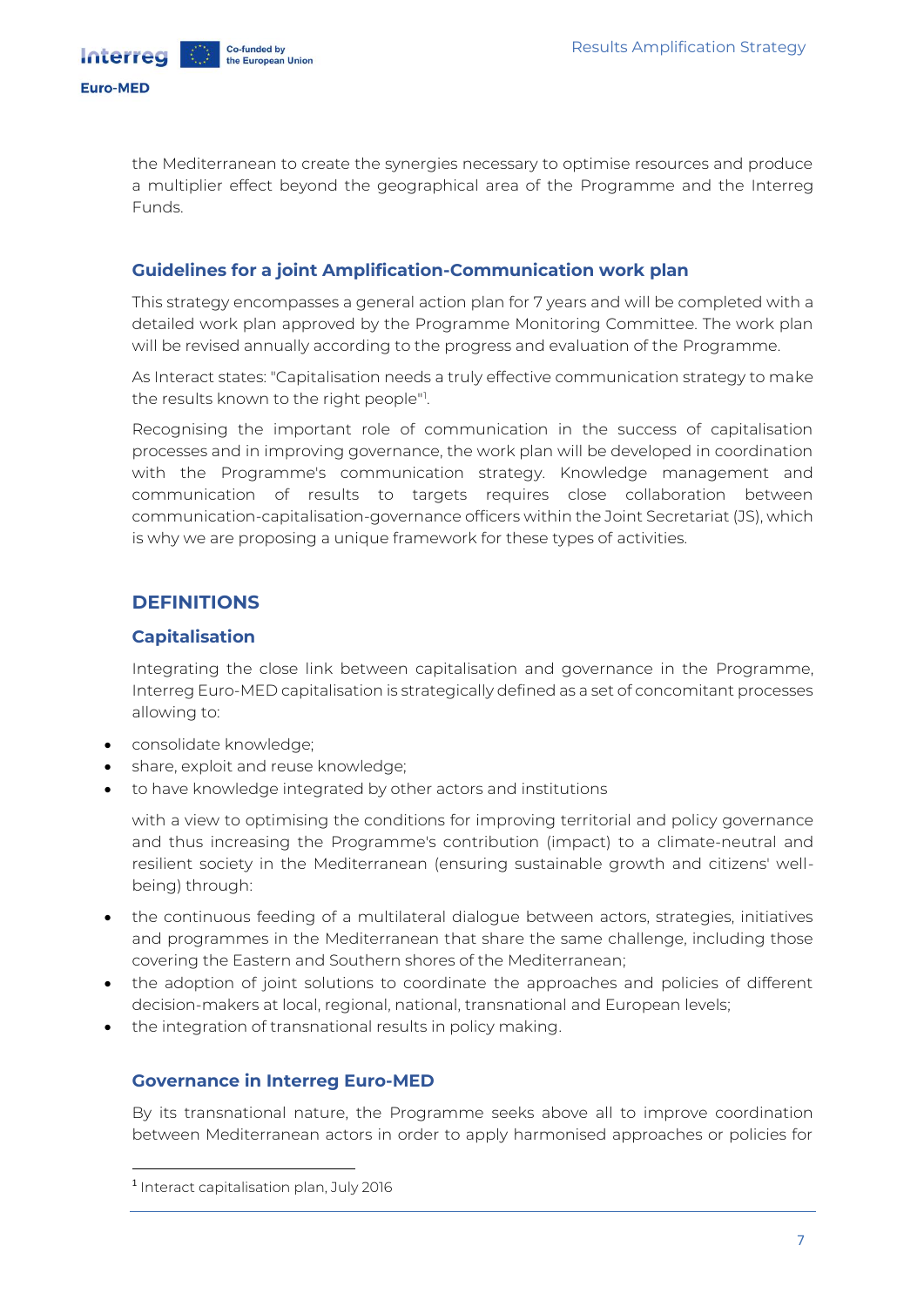the Mediterranean to create the synergies necessary to optimise resources and produce a multiplier effect beyond the geographical area of the Programme and the Interreg Funds.

### Guidelines for a joint Amplification-Communication work plan

This strategy encompasses a general action plan for 7 years and will be completed with a detailed work plan approved by the Programme Monitoring Committee. The work plan will be revised annually according to the progress and evaluation of the Programme.

As Interact states: "Capitalisation needs a truly effective communication strategy to make the results known to the right people"[1].

Recognising the important role of communication in the success of capitalisation processes and in improving governance, the work plan will be developed in coordination with the Programme's communication strategy. Knowledge management and communication of results to targets requires close collaboration between communication-capitalisation-governance officers within the Joint Secretariat (JS), which is why we are proposing a unique framework for these types of activities.

## DEFINITIONS

### Capitalisation

Integrating the close link between capitalisation and governance in the Programme, Interreg Euro-MED capitalisation is strategically defined as a set of concomitant processes allowing to:

- consolidate knowledge;
- share, exploit and reuse knowledge;
- to have knowledge integrated by other actors and institutions

with a view to optimising the conditions for improving territorial and policy governance and thus increasing the Programme's contribution (impact) to a climate-neutral and resilient society in the Mediterranean (ensuring sustainable growth and citizens' well-being) through:

- the continuous feeding of a multilateral dialogue between actors, strategies, initiatives and programmes in the Mediterranean that share the same challenge, including those covering the Eastern and Southern shores of the Mediterranean;
- the adoption of joint solutions to coordinate the approaches and policies of different decision-makers at local, regional, national, transnational and European levels;
- the integration of transnational results in policy making.

### Governance in Interreg Euro-MED

By its transnational nature, the Programme seeks above all to improve coordination between Mediterranean actors in order to apply harmonised approaches or policies for

[1] Interact capitalisation plan, July 2016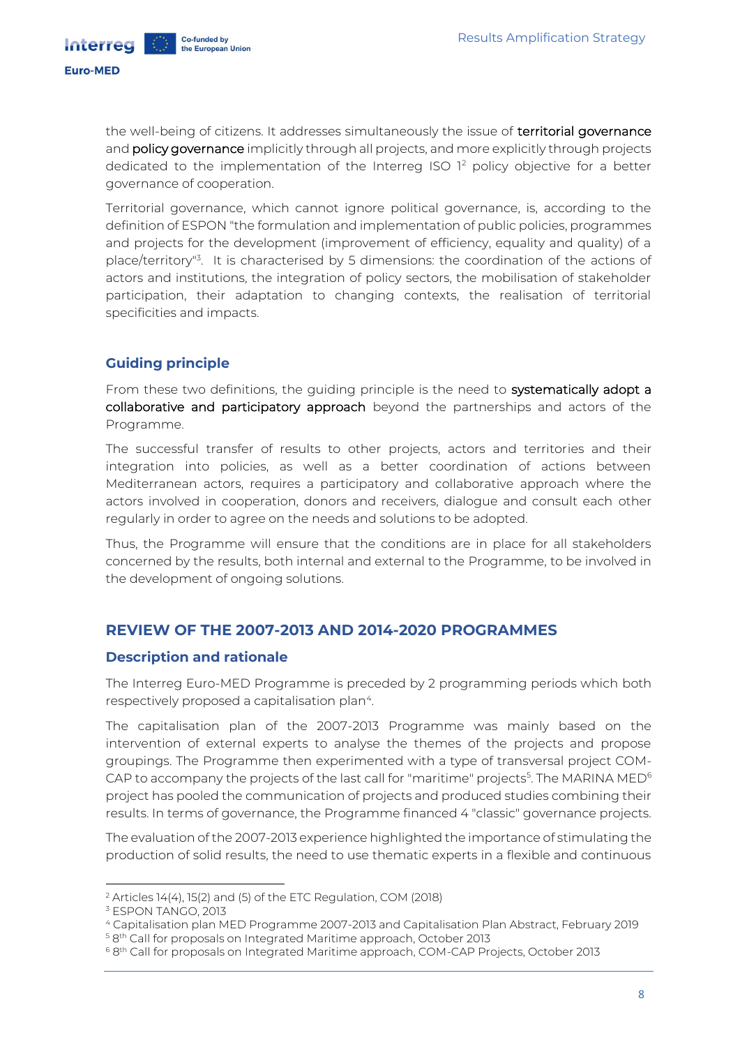the well-being of citizens. It addresses simultaneously the issue of territorial governance and policy governance implicitly through all projects, and more explicitly through projects dedicated to the implementation of the Interreg ISO 1[2] policy objective for a better governance of cooperation.

Territorial governance, which cannot ignore political governance, is, according to the definition of ESPON "the formulation and implementation of public policies, programmes and projects for the development (improvement of efficiency, equality and quality) of a place/territory"[3]. It is characterised by 5 dimensions: the coordination of the actions of actors and institutions, the integration of policy sectors, the mobilisation of stakeholder participation, their adaptation to changing contexts, the realisation of territorial specificities and impacts.

### Guiding principle

From these two definitions, the guiding principle is the need to systematically adopt a collaborative and participatory approach beyond the partnerships and actors of the Programme.

The successful transfer of results to other projects, actors and territories and their integration into policies, as well as a better coordination of actions between Mediterranean actors, requires a participatory and collaborative approach where the actors involved in cooperation, donors and receivers, dialogue and consult each other regularly in order to agree on the needs and solutions to be adopted.

Thus, the Programme will ensure that the conditions are in place for all stakeholders concerned by the results, both internal and external to the Programme, to be involved in the development of ongoing solutions.

## REVIEW OF THE 2007-2013 AND 2014-2020 PROGRAMMES

### Description and rationale

The Interreg Euro-MED Programme is preceded by 2 programming periods which both respectively proposed a capitalisation plan[4].

The capitalisation plan of the 2007-2013 Programme was mainly based on the intervention of external experts to analyse the themes of the projects and propose groupings. The Programme then experimented with a type of transversal project COM-CAP to accompany the projects of the last call for "maritime" projects[5]. The MARINA MED[6] project has pooled the communication of projects and produced studies combining their results. In terms of governance, the Programme financed 4 "classic" governance projects.

The evaluation of the 2007-2013 experience highlighted the importance of stimulating the production of solid results, the need to use thematic experts in a flexible and continuous

---

[2] Articles 14(4), 15(2) and (5) of the ETC Regulation, COM (2018)

[3] ESPON TANGO, 2013

[4] Capitalisation plan MED Programme 2007-2013 and Capitalisation Plan Abstract, February 2019

[5] 8th Call for proposals on Integrated Maritime approach, October 2013

[6] 8th Call for proposals on Integrated Maritime approach, COM-CAP Projects, October 2013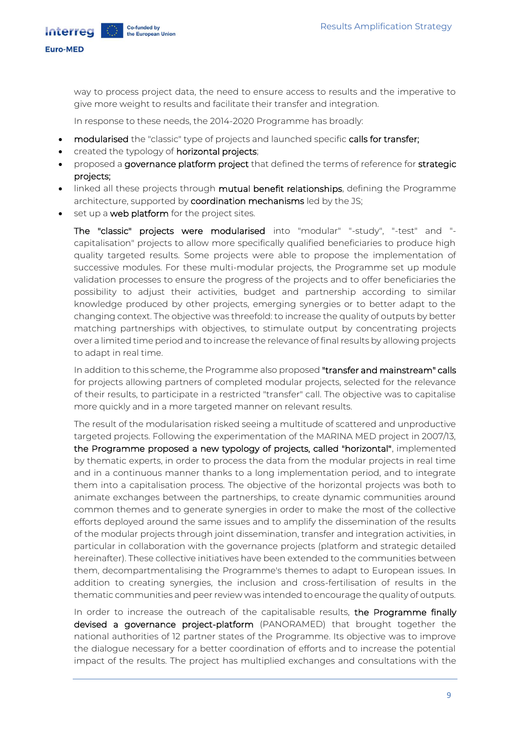way to process project data, the need to ensure access to results and the imperative to give more weight to results and facilitate their transfer and integration.

In response to these needs, the 2014-2020 Programme has broadly:

- **modularised** the "classic" type of projects and launched specific **calls for transfer;**
- created the typology of **horizontal projects**;
- proposed a **governance platform project** that defined the terms of reference for **strategic projects;**
- linked all these projects through **mutual benefit relationships**, defining the Programme architecture, supported by **coordination mechanisms** led by the JS;
- set up a **web platform** for the project sites.

**The "classic" projects were modularised** into "modular" "-study", "-test" and "-capitalisation" projects to allow more specifically qualified beneficiaries to produce high quality targeted results. Some projects were able to propose the implementation of successive modules. For these multi-modular projects, the Programme set up module validation processes to ensure the progress of the projects and to offer beneficiaries the possibility to adjust their activities, budget and partnership according to similar knowledge produced by other projects, emerging synergies or to better adapt to the changing context. The objective was threefold: to increase the quality of outputs by better matching partnerships with objectives, to stimulate output by concentrating projects over a limited time period and to increase the relevance of final results by allowing projects to adapt in real time.

In addition to this scheme, the Programme also proposed **"transfer and mainstream" calls** for projects allowing partners of completed modular projects, selected for the relevance of their results, to participate in a restricted "transfer" call. The objective was to capitalise more quickly and in a more targeted manner on relevant results.

The result of the modularisation risked seeing a multitude of scattered and unproductive targeted projects. Following the experimentation of the MARINA MED project in 2007/13, **the Programme proposed a new typology of projects, called "horizontal"**, implemented by thematic experts, in order to process the data from the modular projects in real time and in a continuous manner thanks to a long implementation period, and to integrate them into a capitalisation process. The objective of the horizontal projects was both to animate exchanges between the partnerships, to create dynamic communities around common themes and to generate synergies in order to make the most of the collective efforts deployed around the same issues and to amplify the dissemination of the results of the modular projects through joint dissemination, transfer and integration activities, in particular in collaboration with the governance projects (platform and strategic detailed hereinafter). These collective initiatives have been extended to the communities between them, decompartmentalising the Programme's themes to adapt to European issues. In addition to creating synergies, the inclusion and cross-fertilisation of results in the thematic communities and peer review was intended to encourage the quality of outputs.

In order to increase the outreach of the capitalisable results, **the Programme finally devised a governance project-platform** (PANORAMED) that brought together the national authorities of 12 partner states of the Programme. Its objective was to improve the dialogue necessary for a better coordination of efforts and to increase the potential impact of the results. The project has multiplied exchanges and consultations with the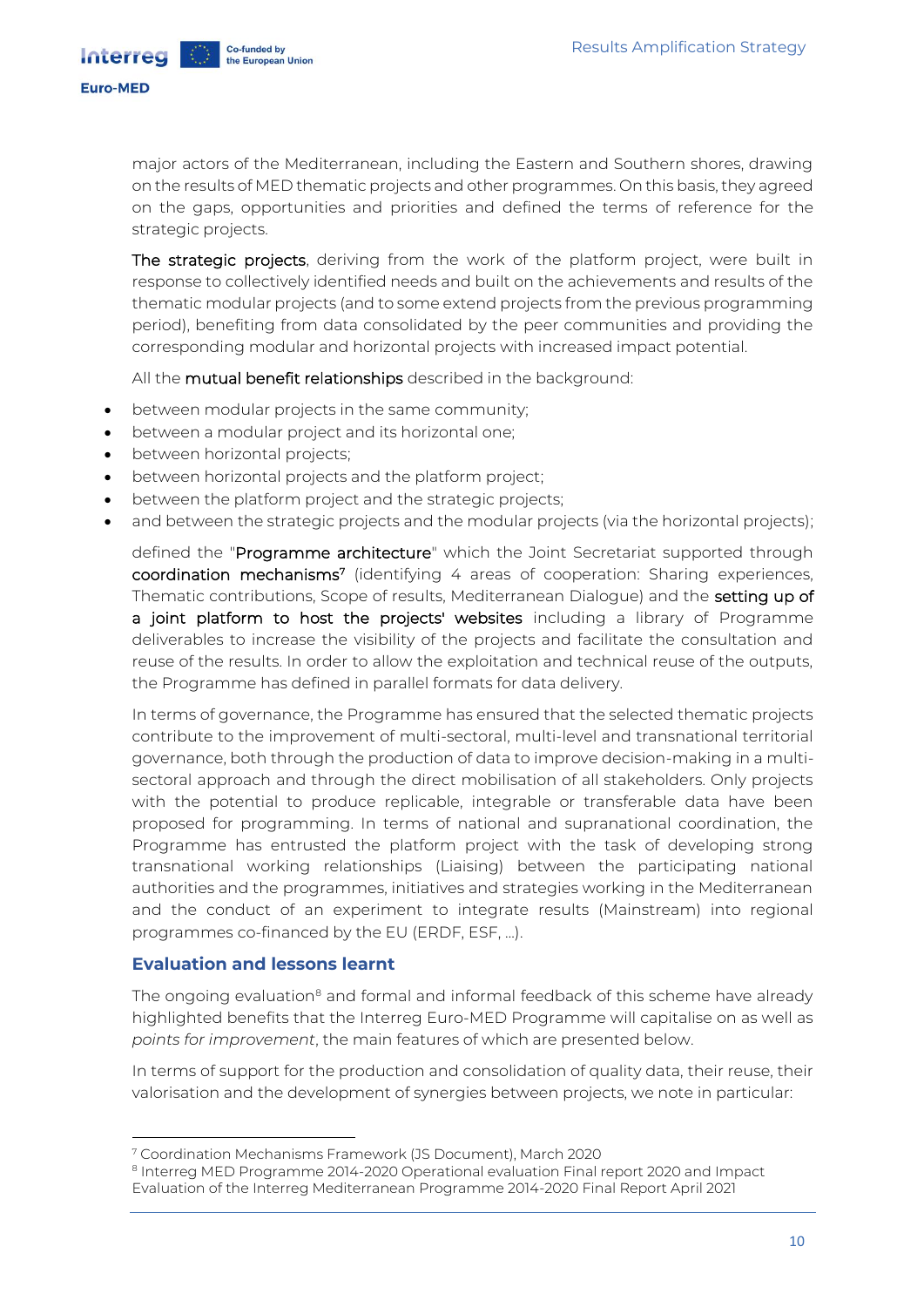major actors of the Mediterranean, including the Eastern and Southern shores, drawing on the results of MED thematic projects and other programmes. On this basis, they agreed on the gaps, opportunities and priorities and defined the terms of reference for the strategic projects.

**The strategic projects**, deriving from the work of the platform project, were built in response to collectively identified needs and built on the achievements and results of the thematic modular projects (and to some extend projects from the previous programming period), benefiting from data consolidated by the peer communities and providing the corresponding modular and horizontal projects with increased impact potential.

All the **mutual benefit relationships** described in the background:

- between modular projects in the same community;
- between a modular project and its horizontal one;
- between horizontal projects;
- between horizontal projects and the platform project;
- between the platform project and the strategic projects;
- and between the strategic projects and the modular projects (via the horizontal projects);

defined the "**Programme architecture**" which the Joint Secretariat supported through **coordination mechanisms**[7] (identifying 4 areas of cooperation: Sharing experiences, Thematic contributions, Scope of results, Mediterranean Dialogue) and the **setting up of a joint platform to host the projects' websites** including a library of Programme deliverables to increase the visibility of the projects and facilitate the consultation and reuse of the results. In order to allow the exploitation and technical reuse of the outputs, the Programme has defined in parallel formats for data delivery.

In terms of governance, the Programme has ensured that the selected thematic projects contribute to the improvement of multi-sectoral, multi-level and transnational territorial governance, both through the production of data to improve decision-making in a multi-sectoral approach and through the direct mobilisation of all stakeholders. Only projects with the potential to produce replicable, integrable or transferable data have been proposed for programming. In terms of national and supranational coordination, the Programme has entrusted the platform project with the task of developing strong transnational working relationships (Liaising) between the participating national authorities and the programmes, initiatives and strategies working in the Mediterranean and the conduct of an experiment to integrate results (Mainstream) into regional programmes co-financed by the EU (ERDF, ESF, ...).

### Evaluation and lessons learnt

The ongoing evaluation[8] and formal and informal feedback of this scheme have already highlighted benefits that the Interreg Euro-MED Programme will capitalise on as well as *points for improvement*, the main features of which are presented below.

In terms of support for the production and consolidation of quality data, their reuse, their valorisation and the development of synergies between projects, we note in particular:

---

[7] Coordination Mechanisms Framework (JS Document), March 2020

[8] Interreg MED Programme 2014-2020 Operational evaluation Final report 2020 and Impact Evaluation of the Interreg Mediterranean Programme 2014-2020 Final Report April 2021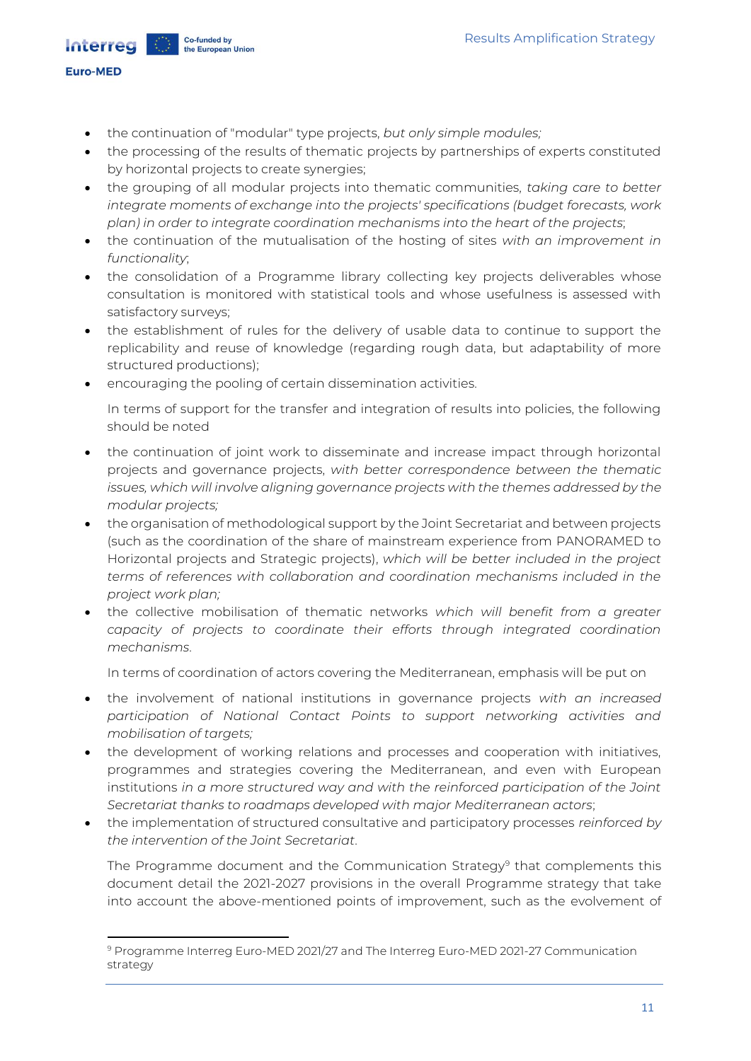- the continuation of "modular" type projects, *but only simple modules;*
- the processing of the results of thematic projects by partnerships of experts constituted by horizontal projects to create synergies;
- the grouping of all modular projects into thematic communities, *taking care to better integrate moments of exchange into the projects' specifications (budget forecasts, work plan) in order to integrate coordination mechanisms into the heart of the projects*;
- the continuation of the mutualisation of the hosting of sites *with an improvement in functionality*;
- the consolidation of a Programme library collecting key projects deliverables whose consultation is monitored with statistical tools and whose usefulness is assessed with satisfactory surveys;
- the establishment of rules for the delivery of usable data to continue to support the replicability and reuse of knowledge (regarding rough data, but adaptability of more structured productions);
- encouraging the pooling of certain dissemination activities.

In terms of support for the transfer and integration of results into policies, the following should be noted

- the continuation of joint work to disseminate and increase impact through horizontal projects and governance projects, *with better correspondence between the thematic issues, which will involve aligning governance projects with the themes addressed by the modular projects;*
- the organisation of methodological support by the Joint Secretariat and between projects (such as the coordination of the share of mainstream experience from PANORAMED to Horizontal projects and Strategic projects), *which will be better included in the project terms of references with collaboration and coordination mechanisms included in the project work plan;*
- the collective mobilisation of thematic networks *which will benefit from a greater capacity of projects to coordinate their efforts through integrated coordination mechanisms*.

In terms of coordination of actors covering the Mediterranean, emphasis will be put on

- the involvement of national institutions in governance projects *with an increased participation of National Contact Points to support networking activities and mobilisation of targets;*
- the development of working relations and processes and cooperation with initiatives, programmes and strategies covering the Mediterranean, and even with European institutions *in a more structured way and with the reinforced participation of the Joint Secretariat thanks to roadmaps developed with major Mediterranean actors*;
- the implementation of structured consultative and participatory processes *reinforced by the intervention of the Joint Secretariat*.

The Programme document and the Communication Strategy[9] that complements this document detail the 2021-2027 provisions in the overall Programme strategy that take into account the above-mentioned points of improvement, such as the evolvement of

[9] Programme Interreg Euro-MED 2021/27 and The Interreg Euro-MED 2021-27 Communication strategy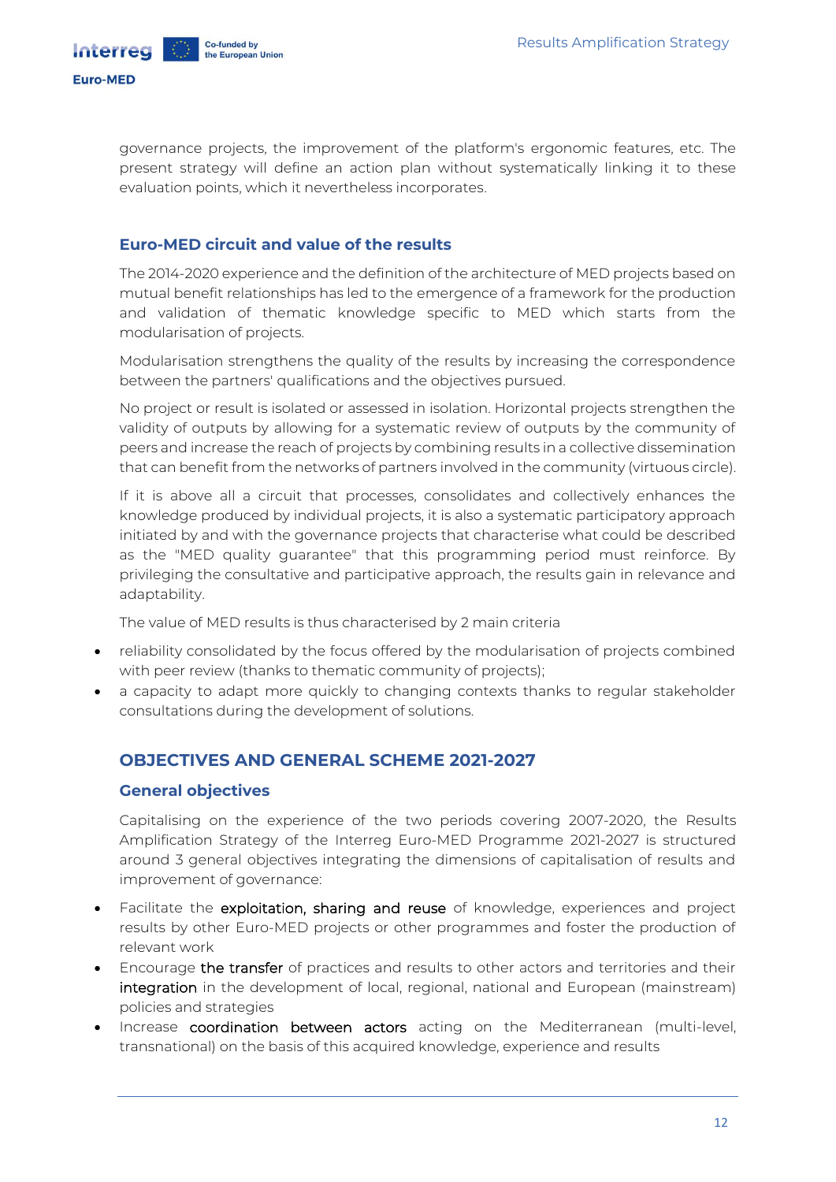governance projects, the improvement of the platform's ergonomic features, etc. The present strategy will define an action plan without systematically linking it to these evaluation points, which it nevertheless incorporates.

### Euro-MED circuit and value of the results

The 2014-2020 experience and the definition of the architecture of MED projects based on mutual benefit relationships has led to the emergence of a framework for the production and validation of thematic knowledge specific to MED which starts from the modularisation of projects.

Modularisation strengthens the quality of the results by increasing the correspondence between the partners' qualifications and the objectives pursued.

No project or result is isolated or assessed in isolation. Horizontal projects strengthen the validity of outputs by allowing for a systematic review of outputs by the community of peers and increase the reach of projects by combining results in a collective dissemination that can benefit from the networks of partners involved in the community (virtuous circle).

If it is above all a circuit that processes, consolidates and collectively enhances the knowledge produced by individual projects, it is also a systematic participatory approach initiated by and with the governance projects that characterise what could be described as the "MED quality guarantee" that this programming period must reinforce. By privileging the consultative and participative approach, the results gain in relevance and adaptability.

The value of MED results is thus characterised by 2 main criteria

- reliability consolidated by the focus offered by the modularisation of projects combined with peer review (thanks to thematic community of projects);
- a capacity to adapt more quickly to changing contexts thanks to regular stakeholder consultations during the development of solutions.

## OBJECTIVES AND GENERAL SCHEME 2021-2027

### General objectives

Capitalising on the experience of the two periods covering 2007-2020, the Results Amplification Strategy of the Interreg Euro-MED Programme 2021-2027 is structured around 3 general objectives integrating the dimensions of capitalisation of results and improvement of governance:

- Facilitate the exploitation, sharing and reuse of knowledge, experiences and project results by other Euro-MED projects or other programmes and foster the production of relevant work
- Encourage the transfer of practices and results to other actors and territories and their integration in the development of local, regional, national and European (mainstream) policies and strategies
- Increase coordination between actors acting on the Mediterranean (multi-level, transnational) on the basis of this acquired knowledge, experience and results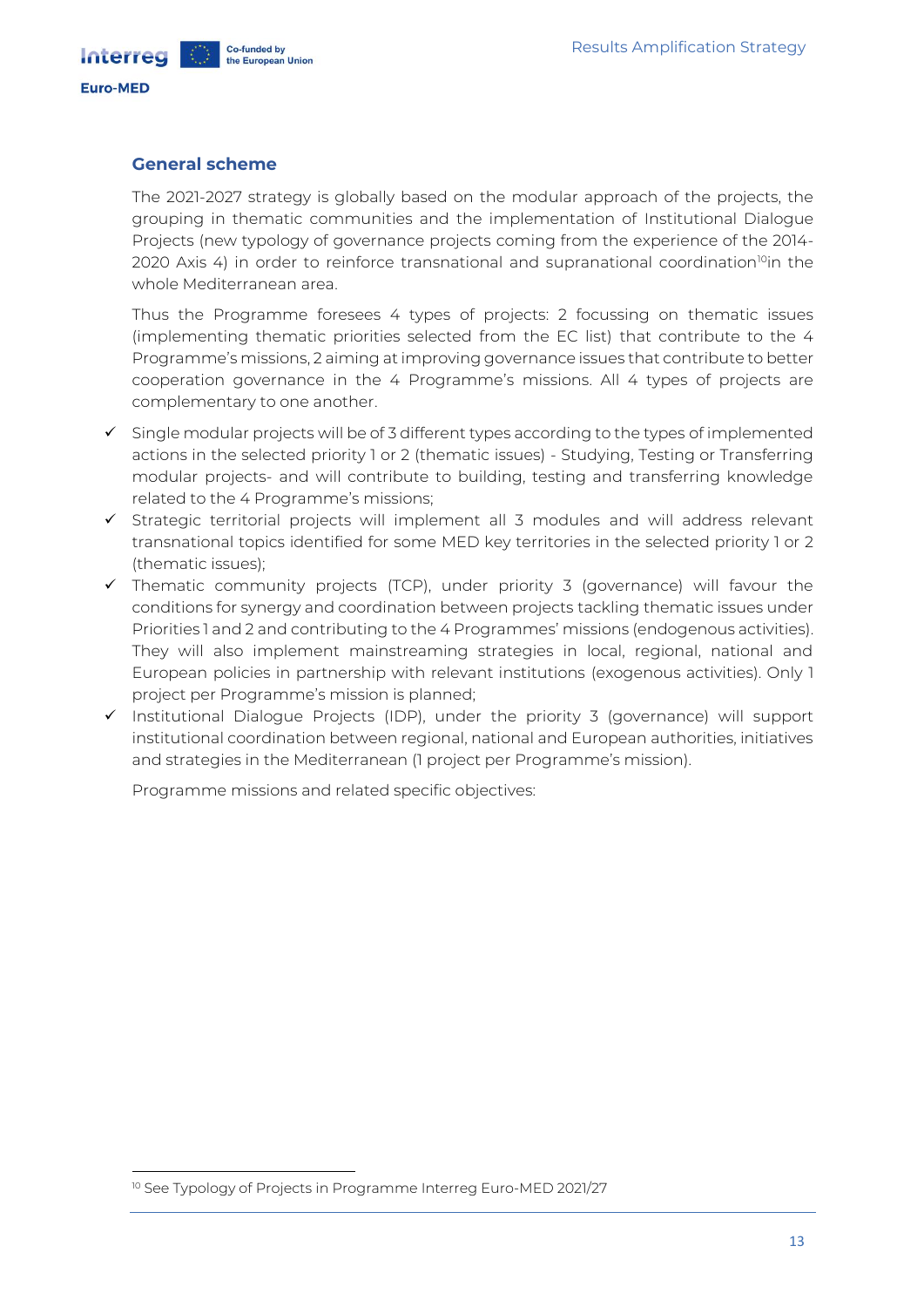## General scheme

The 2021-2027 strategy is globally based on the modular approach of the projects, the grouping in thematic communities and the implementation of Institutional Dialogue Projects (new typology of governance projects coming from the experience of the 2014-2020 Axis 4) in order to reinforce transnational and supranational coordination[10] in the whole Mediterranean area.

Thus the Programme foresees 4 types of projects: 2 focussing on thematic issues (implementing thematic priorities selected from the EC list) that contribute to the 4 Programme's missions, 2 aiming at improving governance issues that contribute to better cooperation governance in the 4 Programme's missions. All 4 types of projects are complementary to one another.

- ✓ Single modular projects will be of 3 different types according to the types of implemented actions in the selected priority 1 or 2 (thematic issues) - Studying, Testing or Transferring modular projects- and will contribute to building, testing and transferring knowledge related to the 4 Programme's missions;
- ✓ Strategic territorial projects will implement all 3 modules and will address relevant transnational topics identified for some MED key territories in the selected priority 1 or 2 (thematic issues);
- ✓ Thematic community projects (TCP), under priority 3 (governance) will favour the conditions for synergy and coordination between projects tackling thematic issues under Priorities 1 and 2 and contributing to the 4 Programmes' missions (endogenous activities). They will also implement mainstreaming strategies in local, regional, national and European policies in partnership with relevant institutions (exogenous activities). Only 1 project per Programme's mission is planned;
- ✓ Institutional Dialogue Projects (IDP), under the priority 3 (governance) will support institutional coordination between regional, national and European authorities, initiatives and strategies in the Mediterranean (1 project per Programme's mission).

Programme missions and related specific objectives:

[10] See Typology of Projects in Programme Interreg Euro-MED 2021/27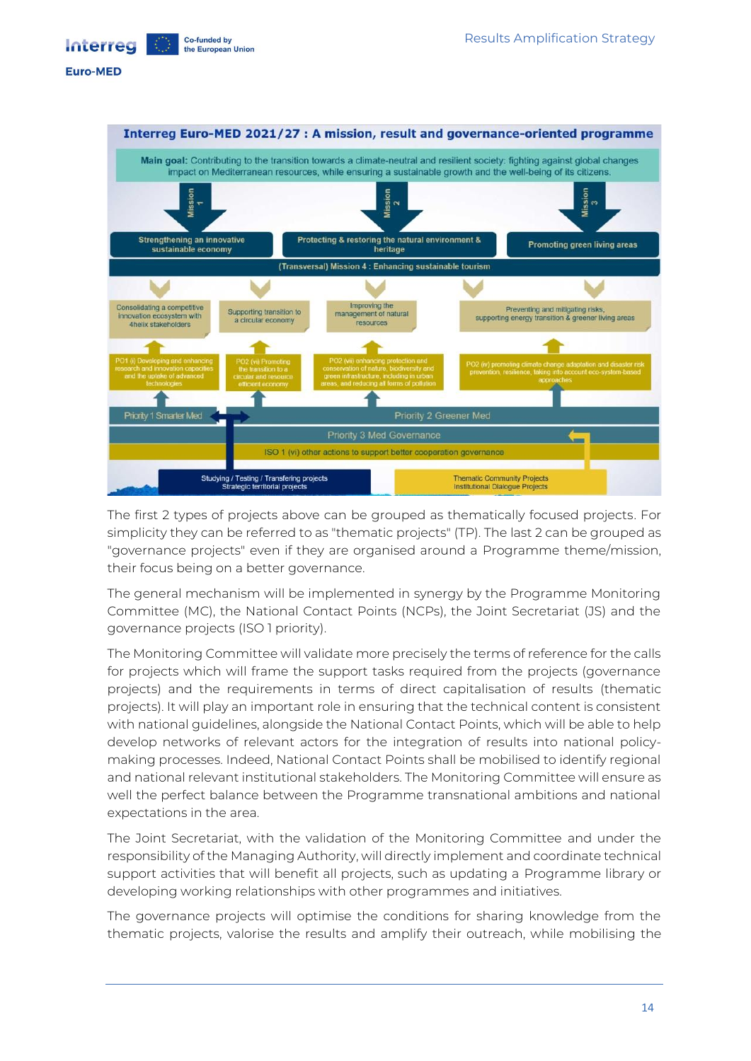**Interreg Euro-MED 2021/27 : A mission, result and governance-oriented programme**

**Main goal:** Contributing to the transition towards a climate-neutral and resilient society: fighting against global changes impact on Mediterranean resources, while ensuring a sustainable growth and the well-being of its citizens.

Mission 1 — Strengthening an innovative sustainable economy

Mission 2 — Protecting & restoring the natural environment & heritage

Mission 3 — Promoting green living areas

(Transversal) Mission 4 : Enhancing sustainable tourism

Consolidating a competitive innovation ecosystem with 4helix stakeholders

Supporting transition to a circular economy

Improving the management of natural resources

Preventing and mitigating risks, supporting energy transition & greener living areas

PO1 (i) Developing and enhancing research and innovation capacities and the uptake of advanced technologies

PO2 (vi) Promoting the transition to a circular and resource efficient economy

PO2 (vii) enhancing protection and conservation of nature, biodiversity and green infrastructure, including in urban areas, and reducing all forms of pollution

PO2 (iv) promoting climate change adaptation and disaster risk prevention, resilience, taking into account eco-system-based approaches

Priority 1 Smarter Med

Priority 2 Greener Med

Priority 3 Med Governance

ISO 1 (vi) other actions to support better cooperation governance

Studying / Testing / Transfering projects
Strategic territorial projects

Thematic Community Projects
Institutional Dialogue Projects

The first 2 types of projects above can be grouped as thematically focused projects. For simplicity they can be referred to as "thematic projects" (TP). The last 2 can be grouped as "governance projects" even if they are organised around a Programme theme/mission, their focus being on a better governance.

The general mechanism will be implemented in synergy by the Programme Monitoring Committee (MC), the National Contact Points (NCPs), the Joint Secretariat (JS) and the governance projects (ISO 1 priority).

The Monitoring Committee will validate more precisely the terms of reference for the calls for projects which will frame the support tasks required from the projects (governance projects) and the requirements in terms of direct capitalisation of results (thematic projects). It will play an important role in ensuring that the technical content is consistent with national guidelines, alongside the National Contact Points, which will be able to help develop networks of relevant actors for the integration of results into national policy-making processes. Indeed, National Contact Points shall be mobilised to identify regional and national relevant institutional stakeholders. The Monitoring Committee will ensure as well the perfect balance between the Programme transnational ambitions and national expectations in the area.

The Joint Secretariat, with the validation of the Monitoring Committee and under the responsibility of the Managing Authority, will directly implement and coordinate technical support activities that will benefit all projects, such as updating a Programme library or developing working relationships with other programmes and initiatives.

The governance projects will optimise the conditions for sharing knowledge from the thematic projects, valorise the results and amplify their outreach, while mobilising the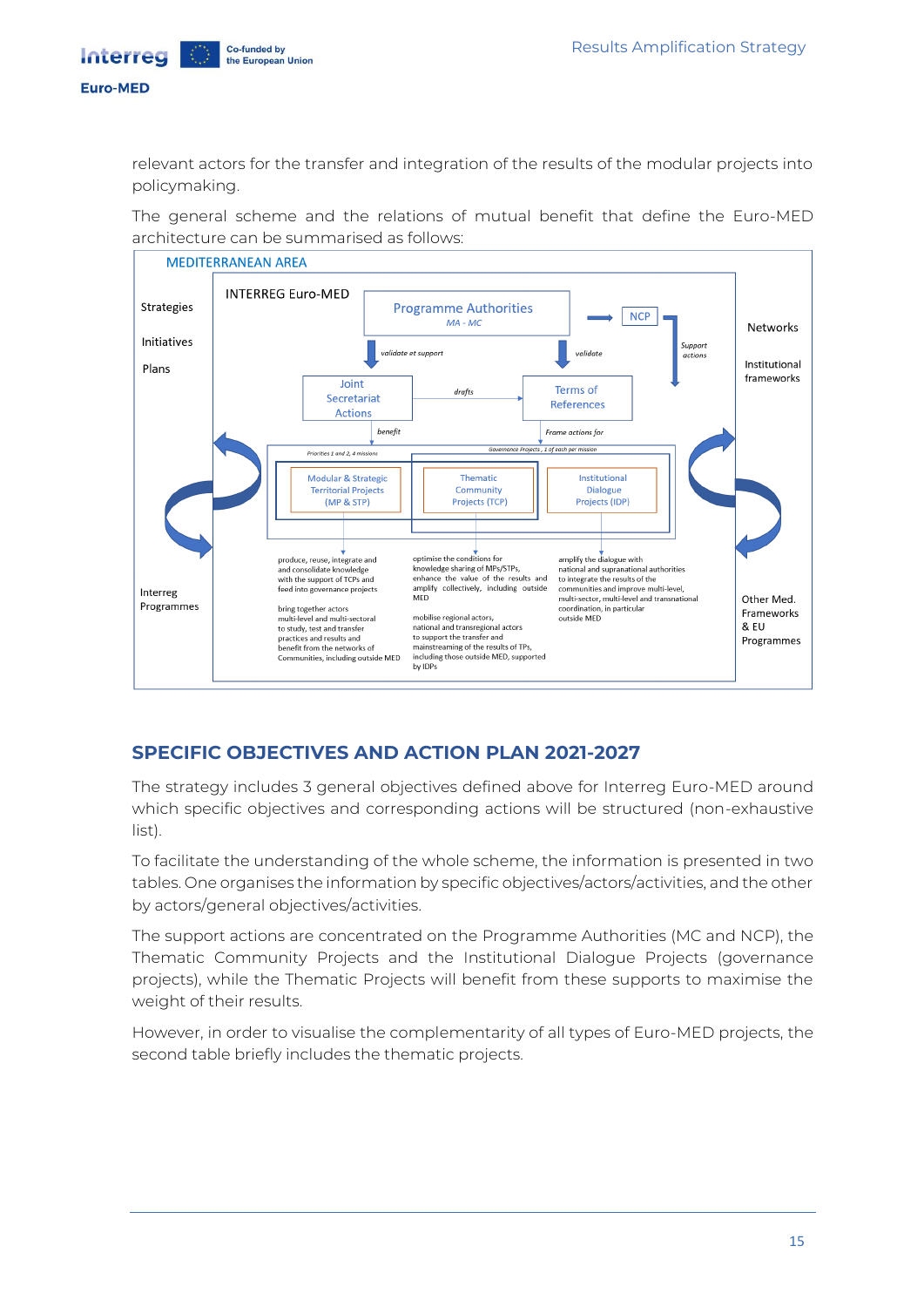relevant actors for the transfer and integration of the results of the modular projects into policymaking.

The general scheme and the relations of mutual benefit that define the Euro-MED architecture can be summarised as follows:

MEDITERRANEAN AREA

Strategies

Initiatives

Plans

Interreg Programmes

Networks

Institutional frameworks

Other Med. Frameworks & EU Programmes

INTERREG Euro-MED

Programme Authorities
*MA - MC*

NCP

*Support actions*

*validate et support*

*validate*

Joint Secretariat Actions

*drafts*

Terms of References

*benefit*

*Frame actions for*

*Priorities 1 and 2, 4 missions*

*Governance Projects, 1 of each per mission*

Modular & Strategic Territorial Projects (MP & STP)

Thematic Community Projects (TCP)

Institutional Dialogue Projects (IDP)

produce, reuse, integrate and consolidate knowledge with the support of TCPs and feed into governance projects

bring together actors multi-level and multi-sectoral to study, test and transfer practices and results and benefit from the networks of Communities, including outside MED

optimise the conditions for knowledge sharing of MPs/STPs, enhance the value of the results and amplify collectively, including outside MED

mobilise regional actors, national and transregional actors to support the transfer and mainstreaming of the results of TPs, including those outside MED, supported by IDPs

amplify the dialogue with national and supranational authorities to integrate the results of the communities and improve multi-level, multi-sector, multi-level and transnational coordination, in particular outside MED

## SPECIFIC OBJECTIVES AND ACTION PLAN 2021-2027

The strategy includes 3 general objectives defined above for Interreg Euro-MED around which specific objectives and corresponding actions will be structured (non-exhaustive list).

To facilitate the understanding of the whole scheme, the information is presented in two tables. One organises the information by specific objectives/actors/activities, and the other by actors/general objectives/activities.

The support actions are concentrated on the Programme Authorities (MC and NCP), the Thematic Community Projects and the Institutional Dialogue Projects (governance projects), while the Thematic Projects will benefit from these supports to maximise the weight of their results.

However, in order to visualise the complementarity of all types of Euro-MED projects, the second table briefly includes the thematic projects.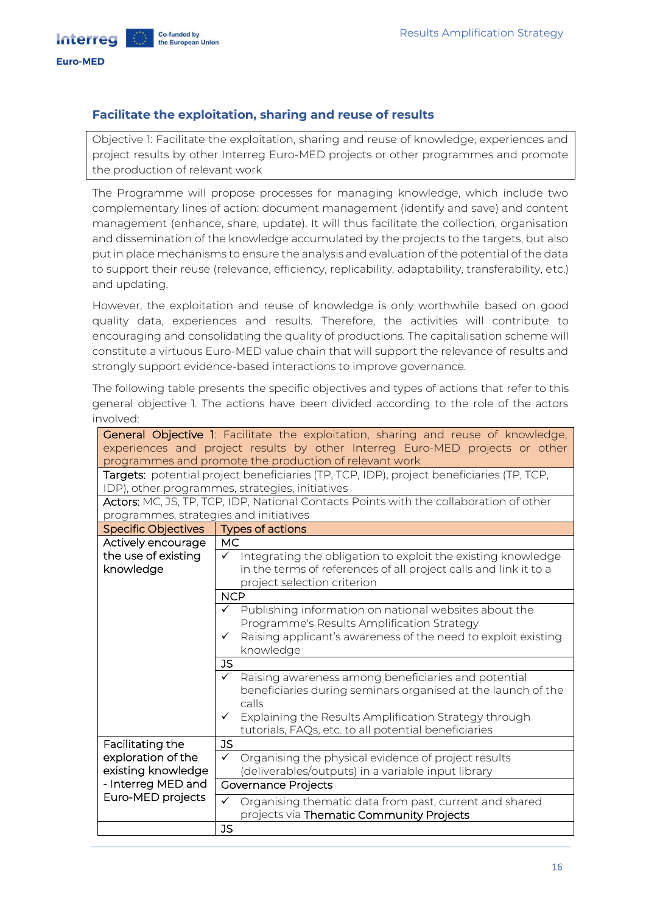### Facilitate the exploitation, sharing and reuse of results

| Objective 1: Facilitate the exploitation, sharing and reuse of knowledge, experiences and project results by other Interreg Euro-MED projects or other programmes and promote the production of relevant work |
|---|

The Programme will propose processes for managing knowledge, which include two complementary lines of action: document management (identify and save) and content management (enhance, share, update). It will thus facilitate the collection, organisation and dissemination of the knowledge accumulated by the projects to the targets, but also put in place mechanisms to ensure the analysis and evaluation of the potential of the data to support their reuse (relevance, efficiency, replicability, adaptability, transferability, etc.) and updating.

However, the exploitation and reuse of knowledge is only worthwhile based on good quality data, experiences and results. Therefore, the activities will contribute to encouraging and consolidating the quality of productions. The capitalisation scheme will constitute a virtuous Euro-MED value chain that will support the relevance of results and strongly support evidence-based interactions to improve governance.

The following table presents the specific objectives and types of actions that refer to this general objective 1. The actions have been divided according to the role of the actors involved:

| **General Objective 1**: Facilitate the exploitation, sharing and reuse of knowledge, experiences and project results by other Interreg Euro-MED projects or other programmes and promote the production of relevant work | |
|---|---|
| **Targets:** potential project beneficiaries (TP, TCP, IDP), project beneficiaries (TP, TCP, IDP), other programmes, strategies, initiatives | |
| **Actors:** MC, JS, TP, TCP, IDP, National Contacts Points with the collaboration of other programmes, strategies and initiatives | |
| **Specific Objectives** | **Types of actions** |
| Actively encourage the use of existing knowledge | MC |
| | ✓ Integrating the obligation to exploit the existing knowledge in the terms of references of all project calls and link it to a project selection criterion |
| | NCP |
| | ✓ Publishing information on national websites about the Programme's Results Amplification Strategy<br>✓ Raising applicant's awareness of the need to exploit existing knowledge |
| | JS |
| | ✓ Raising awareness among beneficiaries and potential beneficiaries during seminars organised at the launch of the calls<br>✓ Explaining the Results Amplification Strategy through tutorials, FAQs, etc. to all potential beneficiaries |
| Facilitating the exploration of the existing knowledge - Interreg MED and Euro-MED projects | JS |
| | ✓ Organising the physical evidence of project results (deliverables/outputs) in a variable input library |
| | Governance Projects |
| | ✓ Organising thematic data from past, current and shared projects via Thematic Community Projects |
| | JS |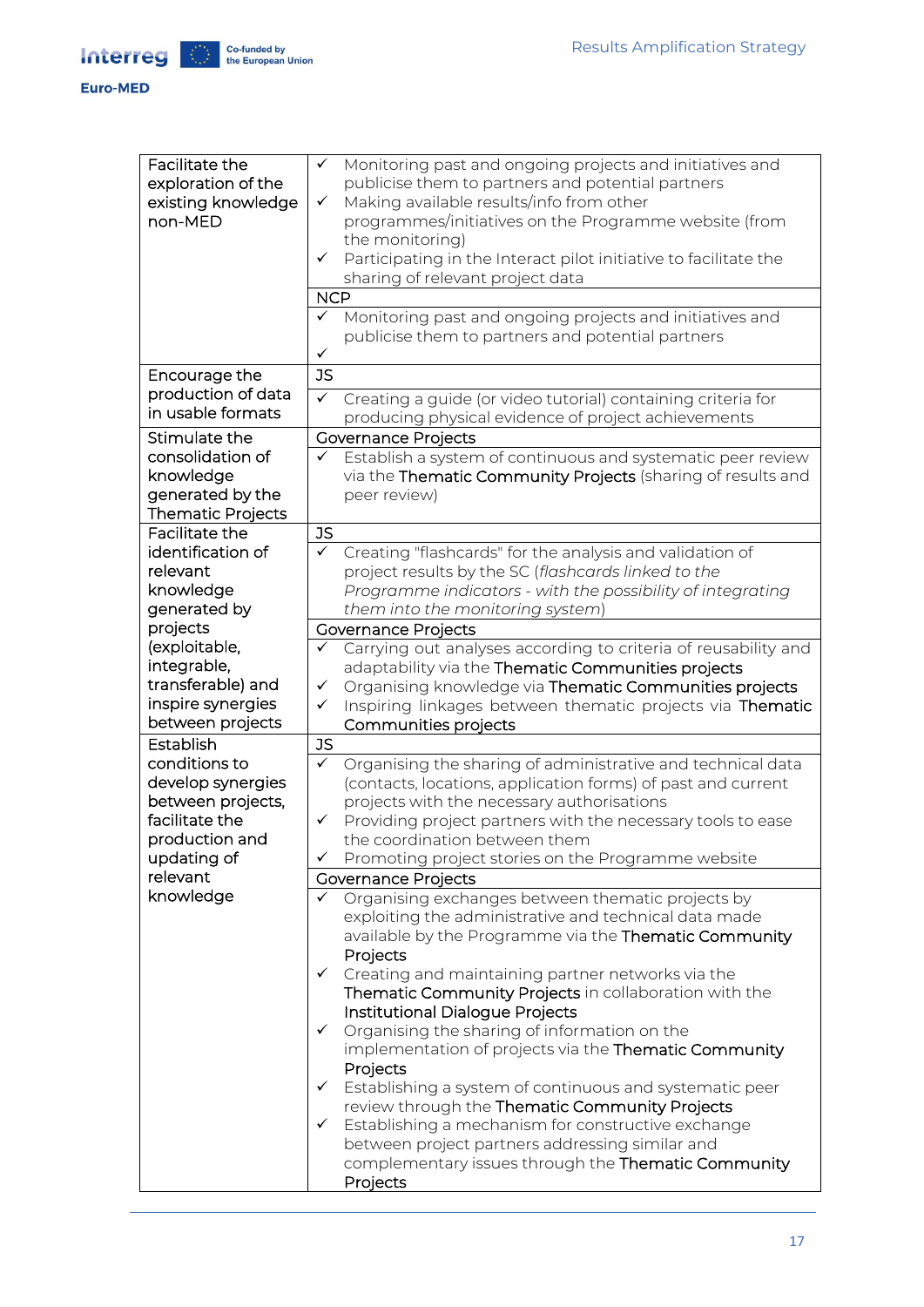| | |
|---|---|
| Facilitate the exploration of the existing knowledge non-MED | ✓ Monitoring past and ongoing projects and initiatives and publicise them to partners and potential partners<br>✓ Making available results/info from other programmes/initiatives on the Programme website (from the monitoring)<br>✓ Participating in the Interact pilot initiative to facilitate the sharing of relevant project data |
| | NCP |
| | ✓ Monitoring past and ongoing projects and initiatives and publicise them to partners and potential partners<br>✓ |
| Encourage the production of data in usable formats | JS |
| | ✓ Creating a guide (or video tutorial) containing criteria for producing physical evidence of project achievements |
| Stimulate the consolidation of knowledge generated by the Thematic Projects | Governance Projects |
| | ✓ Establish a system of continuous and systematic peer review via the Thematic Community Projects (sharing of results and peer review) |
| Facilitate the identification of relevant knowledge generated by projects (exploitable, integrable, transferable) and inspire synergies between projects | JS |
| | ✓ Creating "flashcards" for the analysis and validation of project results by the SC (*flashcards linked to the Programme indicators - with the possibility of integrating them into the monitoring system*) |
| | Governance Projects |
| | ✓ Carrying out analyses according to criteria of reusability and adaptability via the Thematic Communities projects<br>✓ Organising knowledge via Thematic Communities projects<br>✓ Inspiring linkages between thematic projects via Thematic Communities projects |
| Establish conditions to develop synergies between projects, facilitate the production and updating of relevant knowledge | JS |
| | ✓ Organising the sharing of administrative and technical data (contacts, locations, application forms) of past and current projects with the necessary authorisations<br>✓ Providing project partners with the necessary tools to ease the coordination between them<br>✓ Promoting project stories on the Programme website |
| | Governance Projects |
| | ✓ Organising exchanges between thematic projects by exploiting the administrative and technical data made available by the Programme via the Thematic Community Projects<br>✓ Creating and maintaining partner networks via the Thematic Community Projects in collaboration with the Institutional Dialogue Projects<br>✓ Organising the sharing of information on the implementation of projects via the Thematic Community Projects<br>✓ Establishing a system of continuous and systematic peer review through the Thematic Community Projects<br>✓ Establishing a mechanism for constructive exchange between project partners addressing similar and complementary issues through the Thematic Community Projects |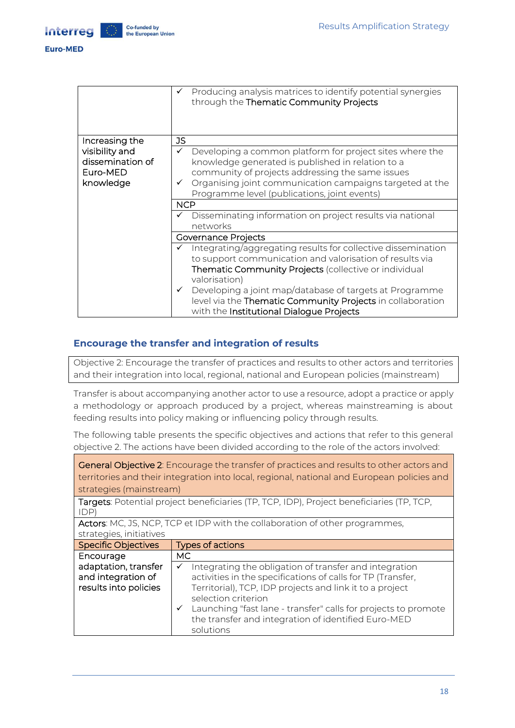| | |
|---|---|
| | ✓ Producing analysis matrices to identify potential synergies through the Thematic Community Projects |
| Increasing the visibility and dissemination of Euro-MED knowledge | JS |
| | ✓ Developing a common platform for project sites where the knowledge generated is published in relation to a community of projects addressing the same issues<br>✓ Organising joint communication campaigns targeted at the Programme level (publications, joint events) |
| | NCP |
| | ✓ Disseminating information on project results via national networks |
| | Governance Projects |
| | ✓ Integrating/aggregating results for collective dissemination to support communication and valorisation of results via Thematic Community Projects (collective or individual valorisation)<br>✓ Developing a joint map/database of targets at Programme level via the Thematic Community Projects in collaboration with the Institutional Dialogue Projects |

## Encourage the transfer and integration of results

Objective 2: Encourage the transfer of practices and results to other actors and territories and their integration into local, regional, national and European policies (mainstream)

Transfer is about accompanying another actor to use a resource, adopt a practice or apply a methodology or approach produced by a project, whereas mainstreaming is about feeding results into policy making or influencing policy through results.

The following table presents the specific objectives and actions that refer to this general objective 2. The actions have been divided according to the role of the actors involved:

| General Objective 2: Encourage the transfer of practices and results to other actors and territories and their integration into local, regional, national and European policies and strategies (mainstream) | |
|---|---|
| Targets: Potential project beneficiaries (TP, TCP, IDP), Project beneficiaries (TP, TCP, IDP) | |
| Actors: MC, JS, NCP, TCP et IDP with the collaboration of other programmes, strategies, initiatives | |
| Specific Objectives | Types of actions |
| Encourage adaptation, transfer and integration of results into policies | MC |
| | ✓ Integrating the obligation of transfer and integration activities in the specifications of calls for TP (Transfer, Territorial), TCP, IDP projects and link it to a project selection criterion<br>✓ Launching "fast lane - transfer" calls for projects to promote the transfer and integration of identified Euro-MED solutions |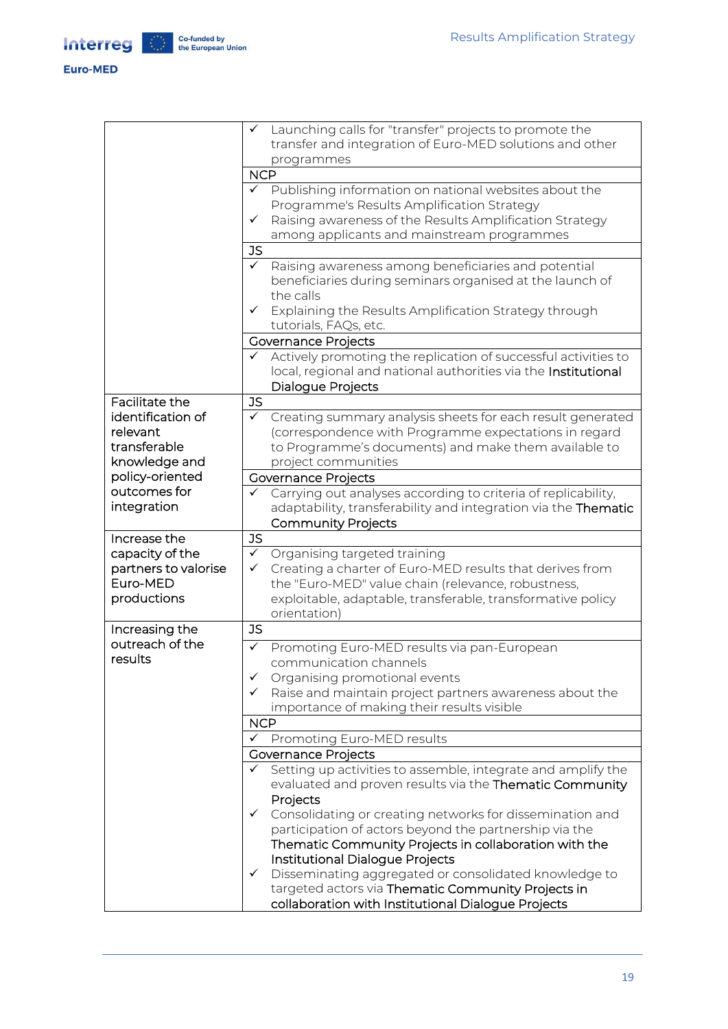| | |
|---|---|
| | ✓ Launching calls for "transfer" projects to promote the transfer and integration of Euro-MED solutions and other programmes |
| | NCP |
| | ✓ Publishing information on national websites about the Programme's Results Amplification Strategy<br>✓ Raising awareness of the Results Amplification Strategy among applicants and mainstream programmes |
| | JS |
| | ✓ Raising awareness among beneficiaries and potential beneficiaries during seminars organised at the launch of the calls<br>✓ Explaining the Results Amplification Strategy through tutorials, FAQs, etc. |
| | Governance Projects |
| | ✓ Actively promoting the replication of successful activities to local, regional and national authorities via the Institutional Dialogue Projects |
| Facilitate the identification of relevant transferable knowledge and policy-oriented outcomes for integration | JS |
| | ✓ Creating summary analysis sheets for each result generated (correspondence with Programme expectations in regard to Programme's documents) and make them available to project communities |
| | Governance Projects |
| | ✓ Carrying out analyses according to criteria of replicability, adaptability, transferability and integration via the Thematic Community Projects |
| Increase the capacity of the partners to valorise Euro-MED productions | JS |
| | ✓ Organising targeted training<br>✓ Creating a charter of Euro-MED results that derives from the "Euro-MED" value chain (relevance, robustness, exploitable, adaptable, transferable, transformative policy orientation) |
| Increasing the outreach of the results | JS |
| | ✓ Promoting Euro-MED results via pan-European communication channels<br>✓ Organising promotional events<br>✓ Raise and maintain project partners awareness about the importance of making their results visible |
| | NCP |
| | ✓ Promoting Euro-MED results |
| | Governance Projects |
| | ✓ Setting up activities to assemble, integrate and amplify the evaluated and proven results via the Thematic Community Projects<br>✓ Consolidating or creating networks for dissemination and participation of actors beyond the partnership via the Thematic Community Projects in collaboration with the Institutional Dialogue Projects<br>✓ Disseminating aggregated or consolidated knowledge to targeted actors via Thematic Community Projects in collaboration with Institutional Dialogue Projects |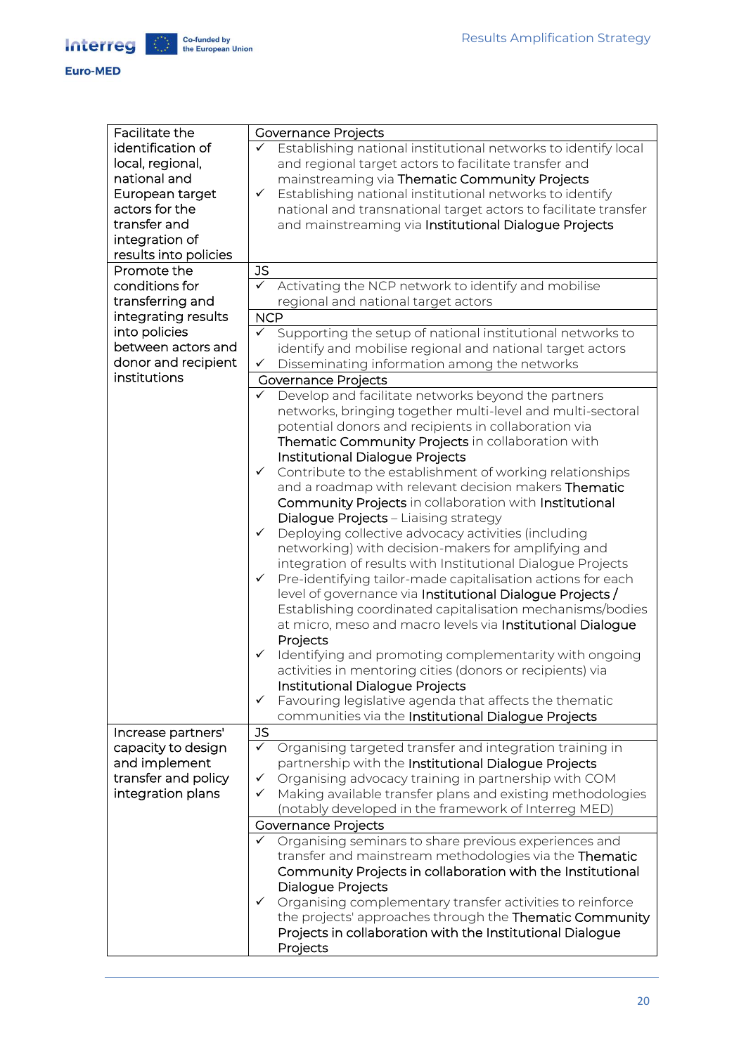| Facilitate the identification of local, regional, national and European target actors for the transfer and integration of results into policies | Governance Projects<br>✓ Establishing national institutional networks to identify local and regional target actors to facilitate transfer and mainstreaming via Thematic Community Projects<br>✓ Establishing national institutional networks to identify national and transnational target actors to facilitate transfer and mainstreaming via Institutional Dialogue Projects |
|---|---|
| Promote the conditions for transferring and integrating results into policies between actors and donor and recipient institutions | JS<br>✓ Activating the NCP network to identify and mobilise regional and national target actors<br>NCP<br>✓ Supporting the setup of national institutional networks to identify and mobilise regional and national target actors<br>✓ Disseminating information among the networks<br>Governance Projects<br>✓ Develop and facilitate networks beyond the partners networks, bringing together multi-level and multi-sectoral potential donors and recipients in collaboration via Thematic Community Projects in collaboration with Institutional Dialogue Projects<br>✓ Contribute to the establishment of working relationships and a roadmap with relevant decision makers Thematic Community Projects in collaboration with Institutional Dialogue Projects – Liaising strategy<br>✓ Deploying collective advocacy activities (including networking) with decision-makers for amplifying and integration of results with Institutional Dialogue Projects<br>✓ Pre-identifying tailor-made capitalisation actions for each level of governance via Institutional Dialogue Projects / Establishing coordinated capitalisation mechanisms/bodies at micro, meso and macro levels via Institutional Dialogue Projects<br>✓ Identifying and promoting complementarity with ongoing activities in mentoring cities (donors or recipients) via Institutional Dialogue Projects<br>✓ Favouring legislative agenda that affects the thematic communities via the Institutional Dialogue Projects |
| Increase partners' capacity to design and implement transfer and policy integration plans | JS<br>✓ Organising targeted transfer and integration training in partnership with the Institutional Dialogue Projects<br>✓ Organising advocacy training in partnership with COM<br>✓ Making available transfer plans and existing methodologies (notably developed in the framework of Interreg MED)<br>Governance Projects<br>✓ Organising seminars to share previous experiences and transfer and mainstream methodologies via the Thematic Community Projects in collaboration with the Institutional Dialogue Projects<br>✓ Organising complementary transfer activities to reinforce the projects' approaches through the Thematic Community Projects in collaboration with the Institutional Dialogue Projects |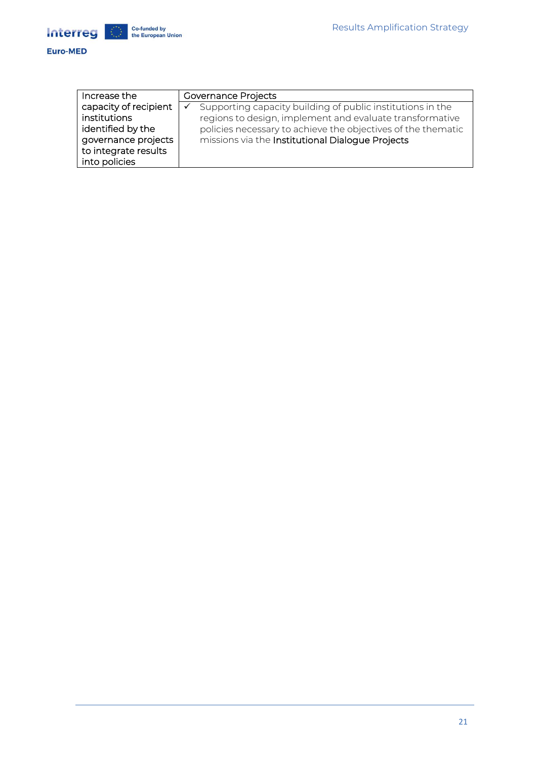| Increase the capacity of recipient institutions identified by the governance projects to integrate results into policies | Governance Projects<br>✓ Supporting capacity building of public institutions in the regions to design, implement and evaluate transformative policies necessary to achieve the objectives of the thematic missions via the Institutional Dialogue Projects |
|---|---|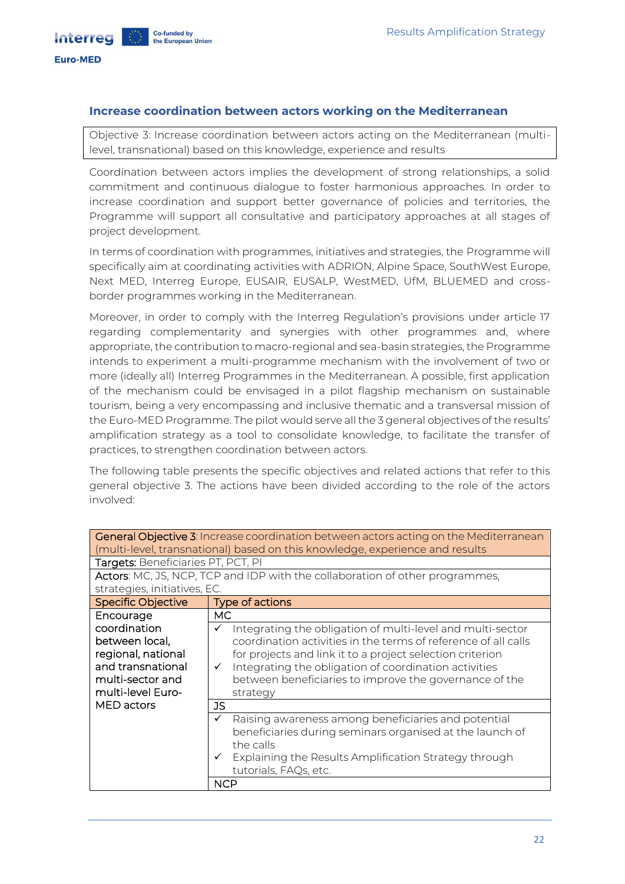## Increase coordination between actors working on the Mediterranean

| Objective 3: Increase coordination between actors acting on the Mediterranean (multi-level, transnational) based on this knowledge, experience and results |
|---|

Coordination between actors implies the development of strong relationships, a solid commitment and continuous dialogue to foster harmonious approaches. In order to increase coordination and support better governance of policies and territories, the Programme will support all consultative and participatory approaches at all stages of project development.

In terms of coordination with programmes, initiatives and strategies, the Programme will specifically aim at coordinating activities with ADRION, Alpine Space, SouthWest Europe, Next MED, Interreg Europe, EUSAIR, EUSALP, WestMED, UfM, BLUEMED and cross-border programmes working in the Mediterranean.

Moreover, in order to comply with the Interreg Regulation's provisions under article 17 regarding complementarity and synergies with other programmes and, where appropriate, the contribution to macro-regional and sea-basin strategies, the Programme intends to experiment a multi-programme mechanism with the involvement of two or more (ideally all) Interreg Programmes in the Mediterranean. A possible, first application of the mechanism could be envisaged in a pilot flagship mechanism on sustainable tourism, being a very encompassing and inclusive thematic and a transversal mission of the Euro-MED Programme. The pilot would serve all the 3 general objectives of the results' amplification strategy as a tool to consolidate knowledge, to facilitate the transfer of practices, to strengthen coordination between actors.

The following table presents the specific objectives and related actions that refer to this general objective 3. The actions have been divided according to the role of the actors involved:

| **General Objective 3**: Increase coordination between actors acting on the Mediterranean (multi-level, transnational) based on this knowledge, experience and results | |
|---|---|
| **Targets:** Beneficiaries PT, PCT, PI | |
| **Actors**: MC, JS, NCP, TCP and IDP with the collaboration of other programmes, strategies, initiatives, EC. | |
| **Specific Objective** | **Type of actions** |
| Encourage coordination between local, regional, national and transnational multi-sector and multi-level Euro-MED actors | MC |
| | ✓ Integrating the obligation of multi-level and multi-sector coordination activities in the terms of reference of all calls for projects and link it to a project selection criterion<br>✓ Integrating the obligation of coordination activities between beneficiaries to improve the governance of the strategy |
| | JS |
| | ✓ Raising awareness among beneficiaries and potential beneficiaries during seminars organised at the launch of the calls<br>✓ Explaining the Results Amplification Strategy through tutorials, FAQs, etc. |
| | NCP |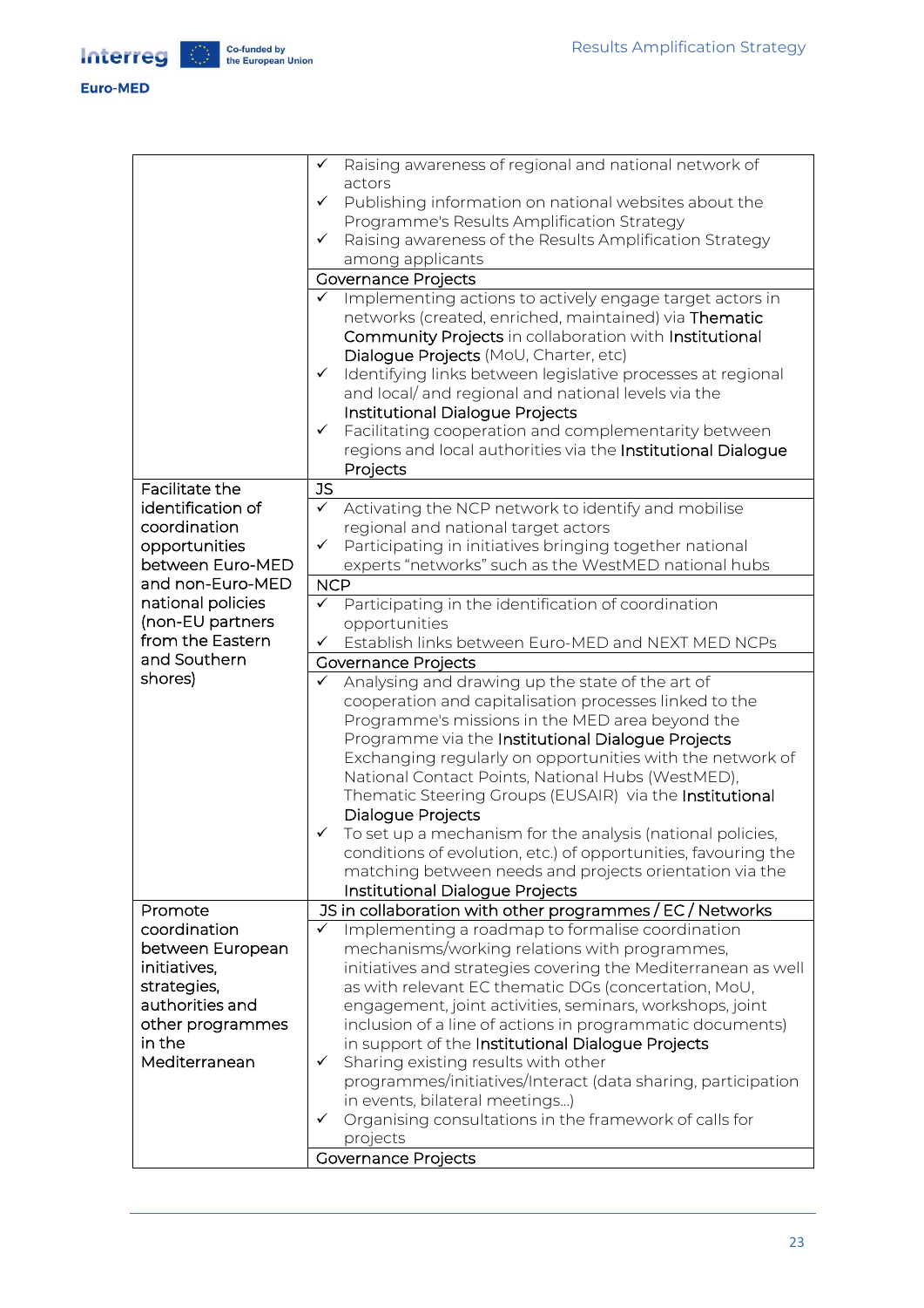| | |
|---|---|
| | ✓ Raising awareness of regional and national network of actors<br>✓ Publishing information on national websites about the Programme's Results Amplification Strategy<br>✓ Raising awareness of the Results Amplification Strategy among applicants |
| | Governance Projects |
| | ✓ Implementing actions to actively engage target actors in networks (created, enriched, maintained) via Thematic Community Projects in collaboration with Institutional Dialogue Projects (MoU, Charter, etc)<br>✓ Identifying links between legislative processes at regional and local/ and regional and national levels via the Institutional Dialogue Projects<br>✓ Facilitating cooperation and complementarity between regions and local authorities via the Institutional Dialogue Projects |
| Facilitate the identification of coordination opportunities between Euro-MED and non-Euro-MED national policies (non-EU partners from the Eastern and Southern shores) | JS |
| | ✓ Activating the NCP network to identify and mobilise regional and national target actors<br>✓ Participating in initiatives bringing together national experts "networks" such as the WestMED national hubs |
| | NCP |
| | ✓ Participating in the identification of coordination opportunities<br>✓ Establish links between Euro-MED and NEXT MED NCPs |
| | Governance Projects |
| | ✓ Analysing and drawing up the state of the art of cooperation and capitalisation processes linked to the Programme's missions in the MED area beyond the Programme via the Institutional Dialogue Projects Exchanging regularly on opportunities with the network of National Contact Points, National Hubs (WestMED), Thematic Steering Groups (EUSAIR) via the Institutional Dialogue Projects<br>✓ To set up a mechanism for the analysis (national policies, conditions of evolution, etc.) of opportunities, favouring the matching between needs and projects orientation via the Institutional Dialogue Projects |
| Promote coordination between European initiatives, strategies, authorities and other programmes in the Mediterranean | JS in collaboration with other programmes / EC / Networks |
| | ✓ Implementing a roadmap to formalise coordination mechanisms/working relations with programmes, initiatives and strategies covering the Mediterranean as well as with relevant EC thematic DGs (concertation, MoU, engagement, joint activities, seminars, workshops, joint inclusion of a line of actions in programmatic documents) in support of the Institutional Dialogue Projects<br>✓ Sharing existing results with other programmes/initiatives/Interact (data sharing, participation in events, bilateral meetings…)<br>✓ Organising consultations in the framework of calls for projects |
| | Governance Projects |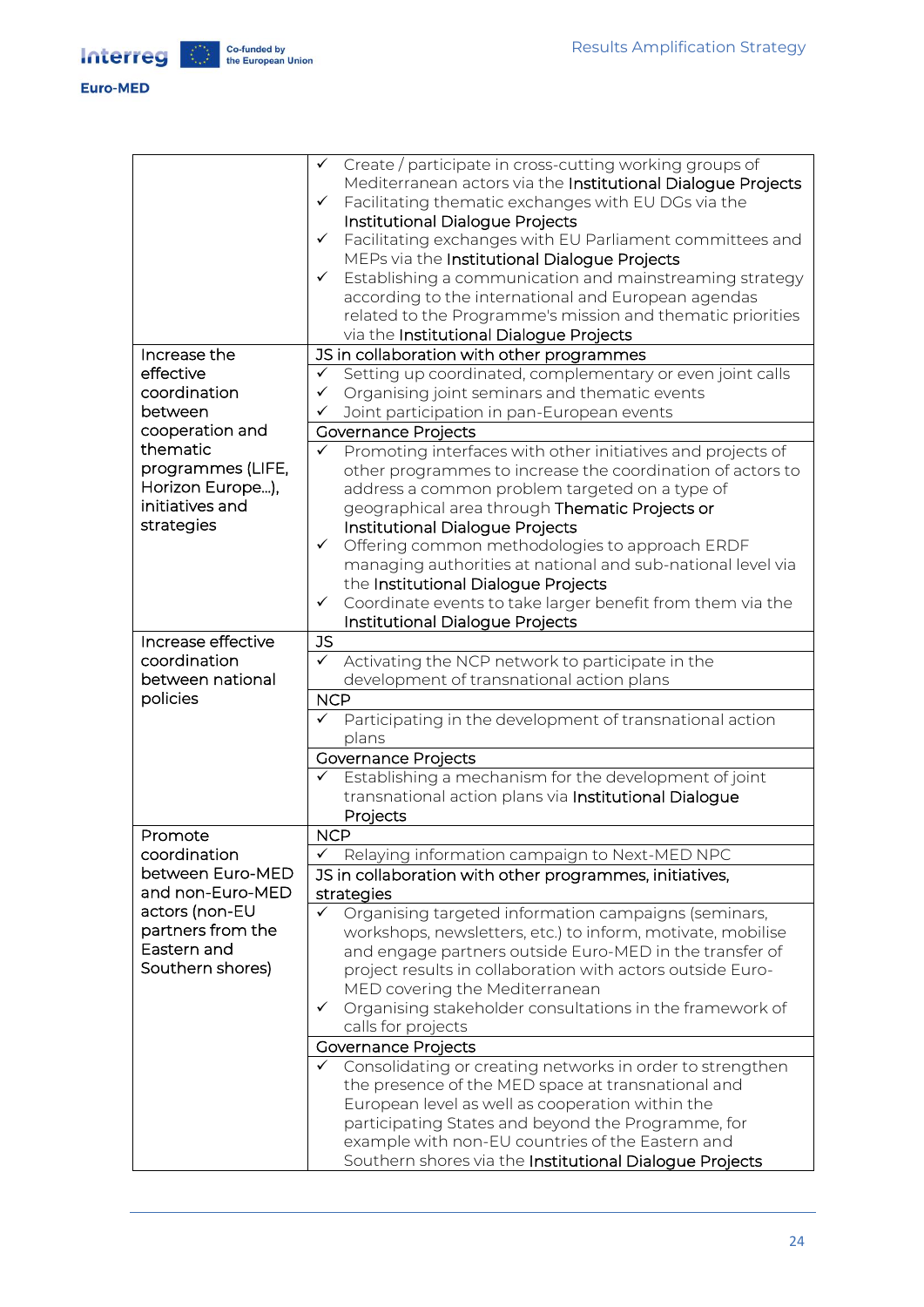| | |
|---|---|
| | ✓ Create / participate in cross-cutting working groups of Mediterranean actors via the Institutional Dialogue Projects<br>✓ Facilitating thematic exchanges with EU DGs via the Institutional Dialogue Projects<br>✓ Facilitating exchanges with EU Parliament committees and MEPs via the Institutional Dialogue Projects<br>✓ Establishing a communication and mainstreaming strategy according to the international and European agendas related to the Programme's mission and thematic priorities via the Institutional Dialogue Projects |
| Increase the effective coordination between cooperation and thematic programmes (LIFE, Horizon Europe…), initiatives and strategies | JS in collaboration with other programmes |
| | ✓ Setting up coordinated, complementary or even joint calls<br>✓ Organising joint seminars and thematic events<br>✓ Joint participation in pan-European events |
| | Governance Projects |
| | ✓ Promoting interfaces with other initiatives and projects of other programmes to increase the coordination of actors to address a common problem targeted on a type of geographical area through Thematic Projects or Institutional Dialogue Projects<br>✓ Offering common methodologies to approach ERDF managing authorities at national and sub-national level via the Institutional Dialogue Projects<br>✓ Coordinate events to take larger benefit from them via the Institutional Dialogue Projects |
| Increase effective coordination between national policies | JS |
| | ✓ Activating the NCP network to participate in the development of transnational action plans |
| | NCP |
| | ✓ Participating in the development of transnational action plans |
| | Governance Projects |
| | ✓ Establishing a mechanism for the development of joint transnational action plans via Institutional Dialogue Projects |
| Promote coordination between Euro-MED and non-Euro-MED actors (non-EU partners from the Eastern and Southern shores) | NCP |
| | ✓ Relaying information campaign to Next-MED NPC |
| | JS in collaboration with other programmes, initiatives, strategies |
| | ✓ Organising targeted information campaigns (seminars, workshops, newsletters, etc.) to inform, motivate, mobilise and engage partners outside Euro-MED in the transfer of project results in collaboration with actors outside Euro-MED covering the Mediterranean<br>✓ Organising stakeholder consultations in the framework of calls for projects |
| | Governance Projects |
| | ✓ Consolidating or creating networks in order to strengthen the presence of the MED space at transnational and European level as well as cooperation within the participating States and beyond the Programme, for example with non-EU countries of the Eastern and Southern shores via the Institutional Dialogue Projects |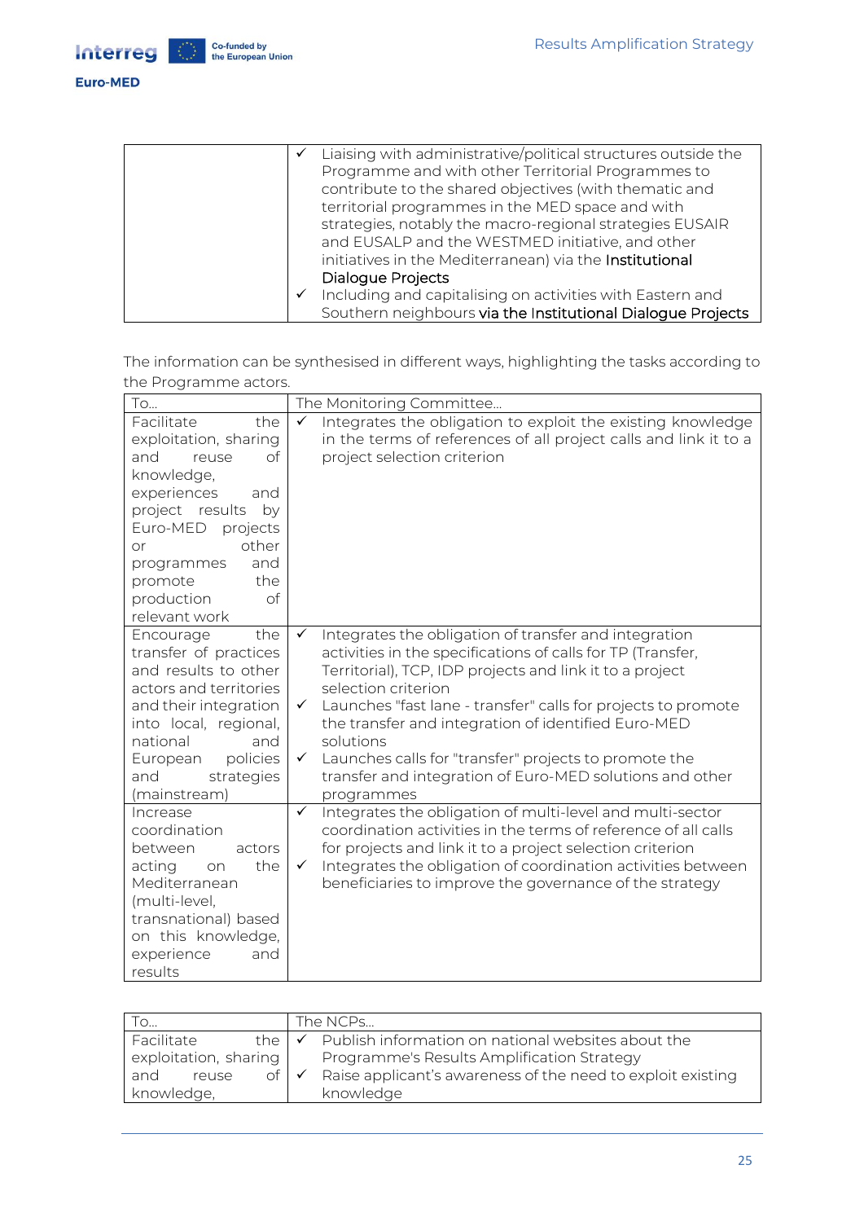| | |
|---|---|
| | ✓ Liaising with administrative/political structures outside the Programme and with other Territorial Programmes to contribute to the shared objectives (with thematic and territorial programmes in the MED space and with strategies, notably the macro-regional strategies EUSAIR and EUSALP and the WESTMED initiative, and other initiatives in the Mediterranean) via the **Institutional Dialogue Projects**<br>✓ Including and capitalising on activities with Eastern and Southern neighbours **via the Institutional Dialogue Projects** |

The information can be synthesised in different ways, highlighting the tasks according to the Programme actors.

| To... | The Monitoring Committee... |
|---|---|
| Facilitate the exploitation, sharing and reuse of knowledge, experiences and project results by Euro-MED projects or other programmes and promote the production of relevant work | ✓ Integrates the obligation to exploit the existing knowledge in the terms of references of all project calls and link it to a project selection criterion |
| Encourage the transfer of practices and results to other actors and territories and their integration into local, regional, national and European policies and strategies (mainstream) | ✓ Integrates the obligation of transfer and integration activities in the specifications of calls for TP (Transfer, Territorial), TCP, IDP projects and link it to a project selection criterion<br>✓ Launches "fast lane - transfer" calls for projects to promote the transfer and integration of identified Euro-MED solutions<br>✓ Launches calls for "transfer" projects to promote the transfer and integration of Euro-MED solutions and other programmes |
| Increase coordination between actors acting on the Mediterranean (multi-level, transnational) based on this knowledge, experience and results | ✓ Integrates the obligation of multi-level and multi-sector coordination activities in the terms of reference of all calls for projects and link it to a project selection criterion<br>✓ Integrates the obligation of coordination activities between beneficiaries to improve the governance of the strategy |

| To... | The NCPs... |
|---|---|
| Facilitate the exploitation, sharing and reuse of knowledge, | ✓ Publish information on national websites about the Programme's Results Amplification Strategy<br>✓ Raise applicant's awareness of the need to exploit existing knowledge |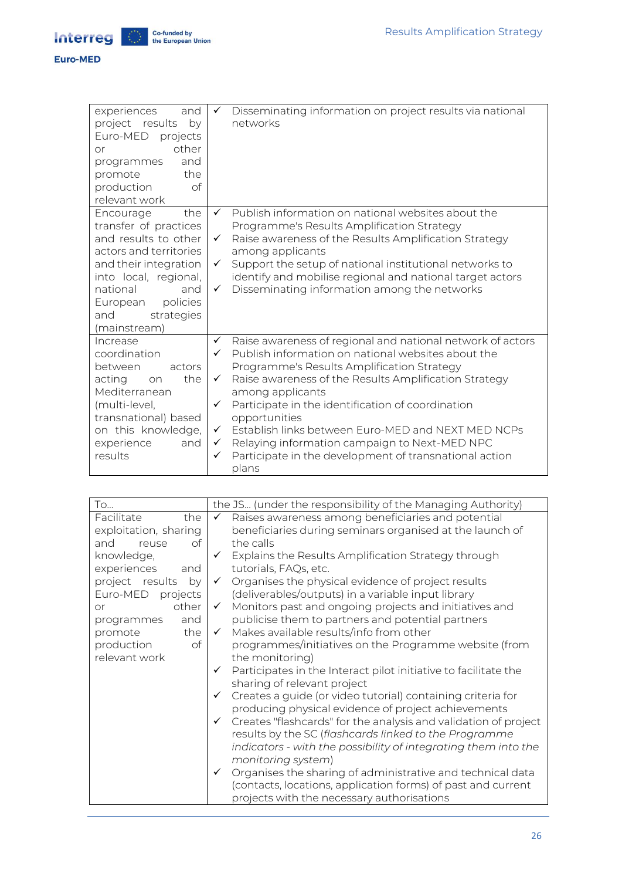| | |
|---|---|
| experiences and project results by Euro-MED projects or other programmes and promote the production of relevant work | ✓ Disseminating information on project results via national networks |
| Encourage the transfer of practices and results to other actors and territories and their integration into local, regional, national and European policies and strategies (mainstream) | ✓ Publish information on national websites about the Programme's Results Amplification Strategy<br>✓ Raise awareness of the Results Amplification Strategy among applicants<br>✓ Support the setup of national institutional networks to identify and mobilise regional and national target actors<br>✓ Disseminating information among the networks |
| Increase coordination between actors acting on the Mediterranean (multi-level, transnational) based on this knowledge, experience and results | ✓ Raise awareness of regional and national network of actors<br>✓ Publish information on national websites about the Programme's Results Amplification Strategy<br>✓ Raise awareness of the Results Amplification Strategy among applicants<br>✓ Participate in the identification of coordination opportunities<br>✓ Establish links between Euro-MED and NEXT MED NCPs<br>✓ Relaying information campaign to Next-MED NPC<br>✓ Participate in the development of transnational action plans |

| To... | the JS... (under the responsibility of the Managing Authority) |
|---|---|
| Facilitate the exploitation, sharing and reuse of knowledge, experiences and project results by Euro-MED projects or other programmes and promote the production of relevant work | ✓ Raises awareness among beneficiaries and potential beneficiaries during seminars organised at the launch of the calls<br>✓ Explains the Results Amplification Strategy through tutorials, FAQs, etc.<br>✓ Organises the physical evidence of project results (deliverables/outputs) in a variable input library<br>✓ Monitors past and ongoing projects and initiatives and publicise them to partners and potential partners<br>✓ Makes available results/info from other programmes/initiatives on the Programme website (from the monitoring)<br>✓ Participates in the Interact pilot initiative to facilitate the sharing of relevant project<br>✓ Creates a guide (or video tutorial) containing criteria for producing physical evidence of project achievements<br>✓ Creates "flashcards" for the analysis and validation of project results by the SC (*flashcards linked to the Programme indicators - with the possibility of integrating them into the monitoring system*)<br>✓ Organises the sharing of administrative and technical data (contacts, locations, application forms) of past and current projects with the necessary authorisations |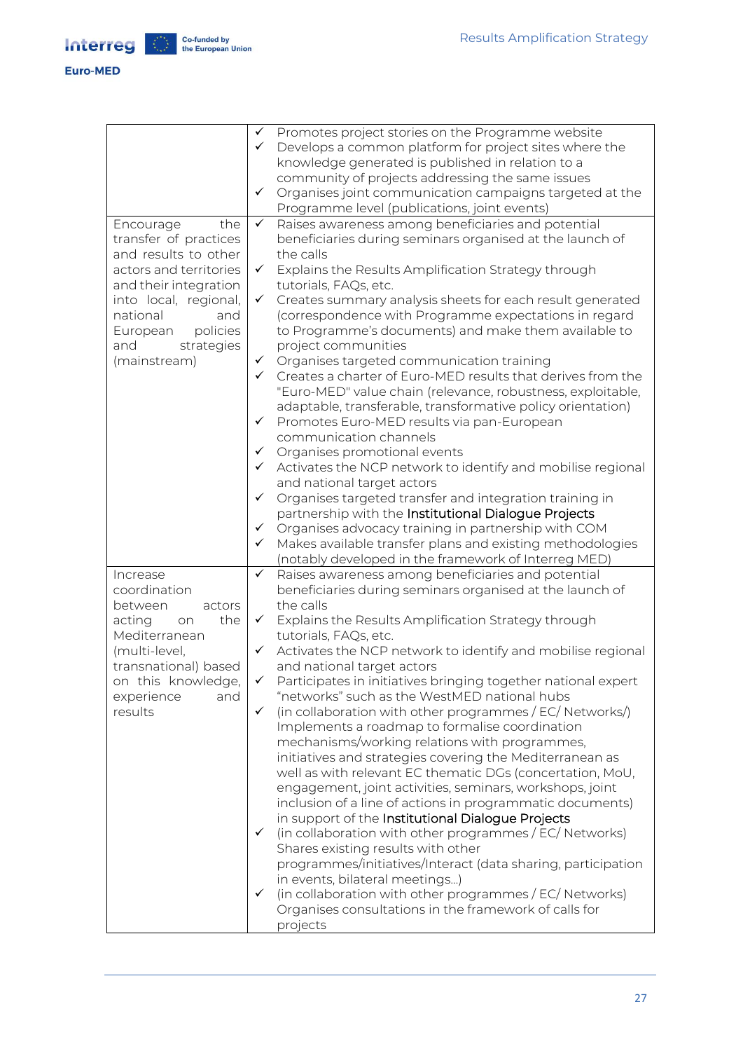| | |
|---|---|
| | ✓ Promotes project stories on the Programme website<br>✓ Develops a common platform for project sites where the knowledge generated is published in relation to a community of projects addressing the same issues<br>✓ Organises joint communication campaigns targeted at the Programme level (publications, joint events) |
| Encourage the transfer of practices and results to other actors and territories and their integration into local, regional, national and European policies and strategies (mainstream) | ✓ Raises awareness among beneficiaries and potential beneficiaries during seminars organised at the launch of the calls<br>✓ Explains the Results Amplification Strategy through tutorials, FAQs, etc.<br>✓ Creates summary analysis sheets for each result generated (correspondence with Programme expectations in regard to Programme's documents) and make them available to project communities<br>✓ Organises targeted communication training<br>✓ Creates a charter of Euro-MED results that derives from the "Euro-MED" value chain (relevance, robustness, exploitable, adaptable, transferable, transformative policy orientation)<br>✓ Promotes Euro-MED results via pan-European communication channels<br>✓ Organises promotional events<br>✓ Activates the NCP network to identify and mobilise regional and national target actors<br>✓ Organises targeted transfer and integration training in partnership with the Institutional Dialogue Projects<br>✓ Organises advocacy training in partnership with COM<br>✓ Makes available transfer plans and existing methodologies (notably developed in the framework of Interreg MED) |
| Increase coordination between actors acting on the Mediterranean (multi-level, transnational) based on this knowledge, experience and results | ✓ Raises awareness among beneficiaries and potential beneficiaries during seminars organised at the launch of the calls<br>✓ Explains the Results Amplification Strategy through tutorials, FAQs, etc.<br>✓ Activates the NCP network to identify and mobilise regional and national target actors<br>✓ Participates in initiatives bringing together national expert "networks" such as the WestMED national hubs<br>✓ (in collaboration with other programmes / EC/ Networks/) Implements a roadmap to formalise coordination mechanisms/working relations with programmes, initiatives and strategies covering the Mediterranean as well as with relevant EC thematic DGs (concertation, MoU, engagement, joint activities, seminars, workshops, joint inclusion of a line of actions in programmatic documents) in support of the Institutional Dialogue Projects<br>✓ (in collaboration with other programmes / EC/ Networks) Shares existing results with other programmes/initiatives/Interact (data sharing, participation in events, bilateral meetings…)<br>✓ (in collaboration with other programmes / EC/ Networks) Organises consultations in the framework of calls for projects |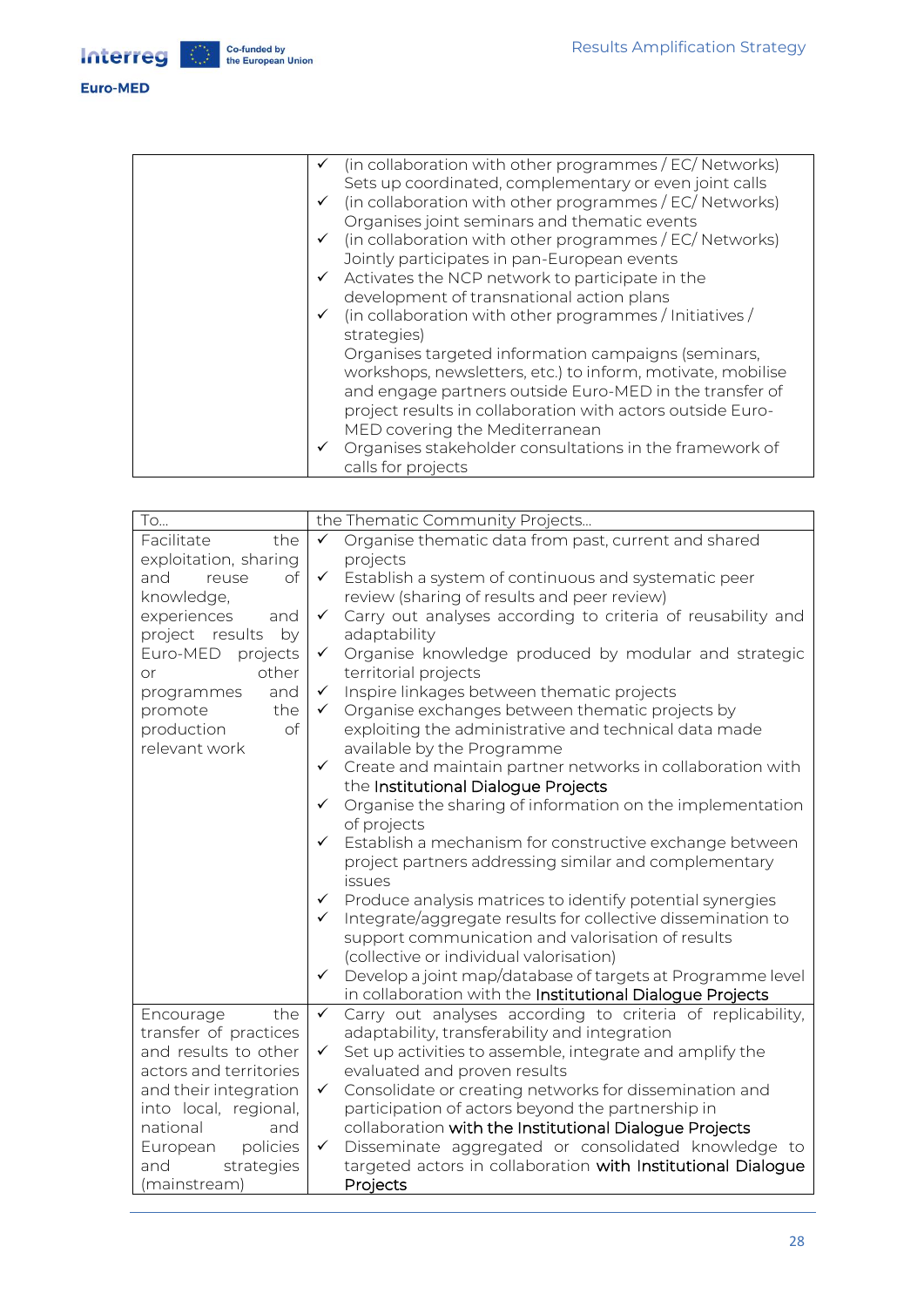| | |
|---|---|
| | ✓ (in collaboration with other programmes / EC/ Networks) Sets up coordinated, complementary or even joint calls<br>✓ (in collaboration with other programmes / EC/ Networks) Organises joint seminars and thematic events<br>✓ (in collaboration with other programmes / EC/ Networks) Jointly participates in pan-European events<br>✓ Activates the NCP network to participate in the development of transnational action plans<br>✓ (in collaboration with other programmes / Initiatives / strategies) Organises targeted information campaigns (seminars, workshops, newsletters, etc.) to inform, motivate, mobilise and engage partners outside Euro-MED in the transfer of project results in collaboration with actors outside Euro-MED covering the Mediterranean<br>✓ Organises stakeholder consultations in the framework of calls for projects |

| To... | the Thematic Community Projects... |
|---|---|
| Facilitate the exploitation, sharing and reuse of knowledge, experiences and project results by Euro-MED projects or other programmes and promote the production of relevant work | ✓ Organise thematic data from past, current and shared projects<br>✓ Establish a system of continuous and systematic peer review (sharing of results and peer review)<br>✓ Carry out analyses according to criteria of reusability and adaptability<br>✓ Organise knowledge produced by modular and strategic territorial projects<br>✓ Inspire linkages between thematic projects<br>✓ Organise exchanges between thematic projects by exploiting the administrative and technical data made available by the Programme<br>✓ Create and maintain partner networks in collaboration with the Institutional Dialogue Projects<br>✓ Organise the sharing of information on the implementation of projects<br>✓ Establish a mechanism for constructive exchange between project partners addressing similar and complementary issues<br>✓ Produce analysis matrices to identify potential synergies<br>✓ Integrate/aggregate results for collective dissemination to support communication and valorisation of results (collective or individual valorisation)<br>✓ Develop a joint map/database of targets at Programme level in collaboration with the Institutional Dialogue Projects |
| Encourage the transfer of practices and results to other actors and territories and their integration into local, regional, national and European policies and strategies (mainstream) | ✓ Carry out analyses according to criteria of replicability, adaptability, transferability and integration<br>✓ Set up activities to assemble, integrate and amplify the evaluated and proven results<br>✓ Consolidate or creating networks for dissemination and participation of actors beyond the partnership in collaboration with the Institutional Dialogue Projects<br>✓ Disseminate aggregated or consolidated knowledge to targeted actors in collaboration with Institutional Dialogue Projects |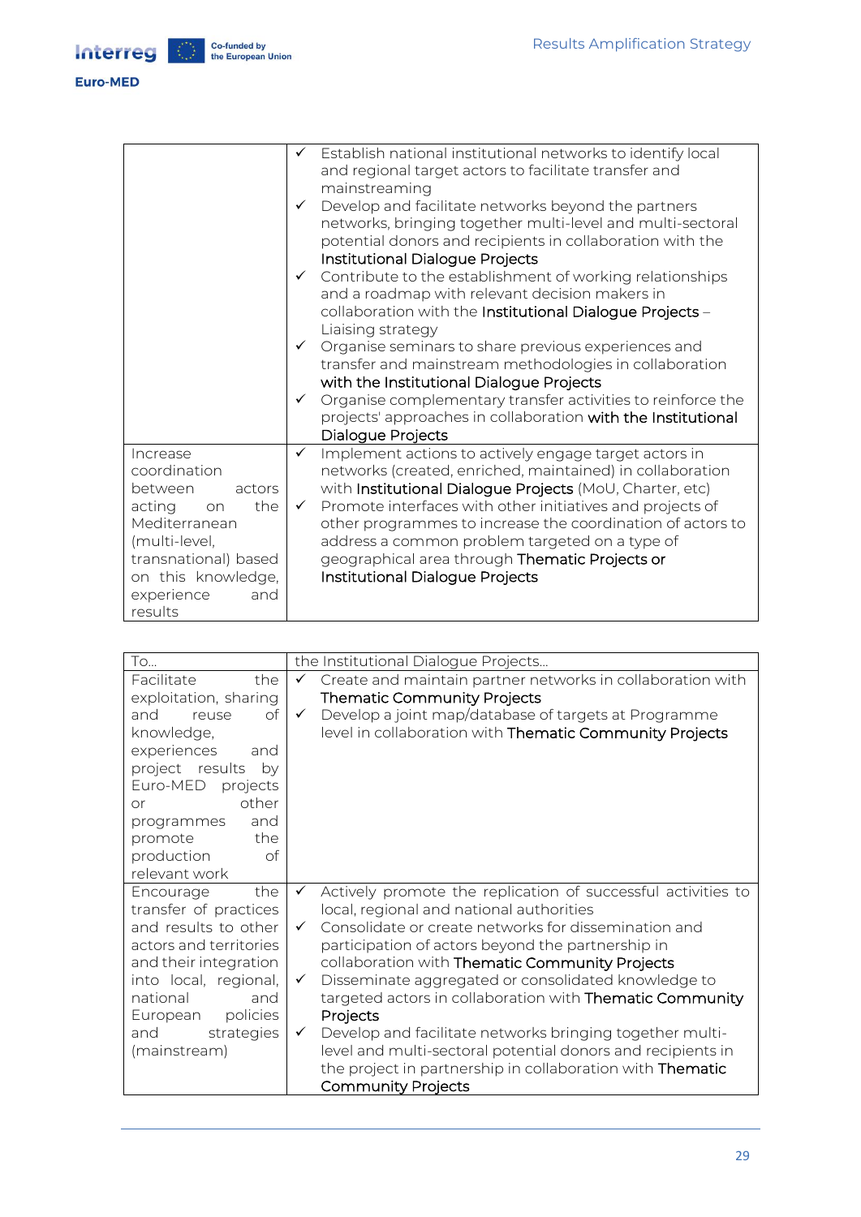| | |
|---|---|
| | ✓ Establish national institutional networks to identify local and regional target actors to facilitate transfer and mainstreaming<br>✓ Develop and facilitate networks beyond the partners networks, bringing together multi-level and multi-sectoral potential donors and recipients in collaboration with the Institutional Dialogue Projects<br>✓ Contribute to the establishment of working relationships and a roadmap with relevant decision makers in collaboration with the Institutional Dialogue Projects – Liaising strategy<br>✓ Organise seminars to share previous experiences and transfer and mainstream methodologies in collaboration with the Institutional Dialogue Projects<br>✓ Organise complementary transfer activities to reinforce the projects' approaches in collaboration with the Institutional Dialogue Projects |
| Increase coordination between actors acting on the Mediterranean (multi-level, transnational) based on this knowledge, experience and results | ✓ Implement actions to actively engage target actors in networks (created, enriched, maintained) in collaboration with Institutional Dialogue Projects (MoU, Charter, etc)<br>✓ Promote interfaces with other initiatives and projects of other programmes to increase the coordination of actors to address a common problem targeted on a type of geographical area through Thematic Projects or Institutional Dialogue Projects |

| To… | the Institutional Dialogue Projects… |
|---|---|
| Facilitate the exploitation, sharing and reuse of knowledge, experiences and project results by Euro-MED projects or other programmes and promote the production of relevant work | ✓ Create and maintain partner networks in collaboration with Thematic Community Projects<br>✓ Develop a joint map/database of targets at Programme level in collaboration with Thematic Community Projects |
| Encourage the transfer of practices and results to other actors and territories and their integration into local, regional, national and European policies and strategies (mainstream) | ✓ Actively promote the replication of successful activities to local, regional and national authorities<br>✓ Consolidate or create networks for dissemination and participation of actors beyond the partnership in collaboration with Thematic Community Projects<br>✓ Disseminate aggregated or consolidated knowledge to targeted actors in collaboration with Thematic Community Projects<br>✓ Develop and facilitate networks bringing together multi-level and multi-sectoral potential donors and recipients in the project in partnership in collaboration with Thematic Community Projects |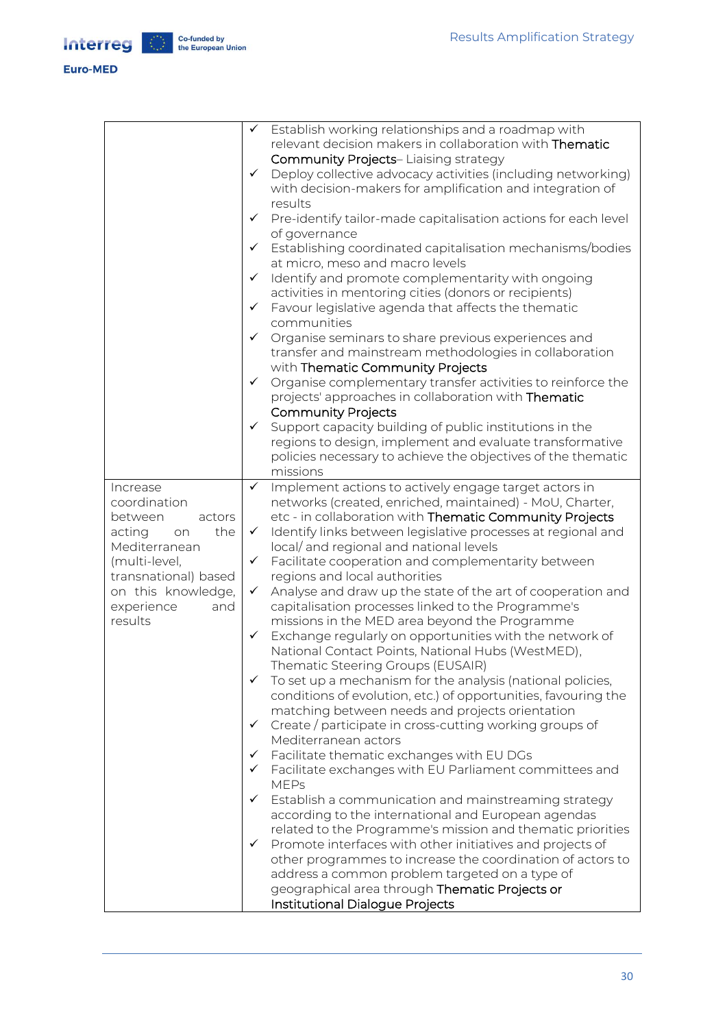| | |
|---|---|
| | ✓ Establish working relationships and a roadmap with relevant decision makers in collaboration with Thematic Community Projects– Liaising strategy<br>✓ Deploy collective advocacy activities (including networking) with decision-makers for amplification and integration of results<br>✓ Pre-identify tailor-made capitalisation actions for each level of governance<br>✓ Establishing coordinated capitalisation mechanisms/bodies at micro, meso and macro levels<br>✓ Identify and promote complementarity with ongoing activities in mentoring cities (donors or recipients)<br>✓ Favour legislative agenda that affects the thematic communities<br>✓ Organise seminars to share previous experiences and transfer and mainstream methodologies in collaboration with Thematic Community Projects<br>✓ Organise complementary transfer activities to reinforce the projects' approaches in collaboration with Thematic Community Projects<br>✓ Support capacity building of public institutions in the regions to design, implement and evaluate transformative policies necessary to achieve the objectives of the thematic missions |
| Increase coordination between actors acting on the Mediterranean (multi-level, transnational) based on this knowledge, experience and results | ✓ Implement actions to actively engage target actors in networks (created, enriched, maintained) - MoU, Charter, etc - in collaboration with Thematic Community Projects<br>✓ Identify links between legislative processes at regional and local/ and regional and national levels<br>✓ Facilitate cooperation and complementarity between regions and local authorities<br>✓ Analyse and draw up the state of the art of cooperation and capitalisation processes linked to the Programme's missions in the MED area beyond the Programme<br>✓ Exchange regularly on opportunities with the network of National Contact Points, National Hubs (WestMED), Thematic Steering Groups (EUSAIR)<br>✓ To set up a mechanism for the analysis (national policies, conditions of evolution, etc.) of opportunities, favouring the matching between needs and projects orientation<br>✓ Create / participate in cross-cutting working groups of Mediterranean actors<br>✓ Facilitate thematic exchanges with EU DGs<br>✓ Facilitate exchanges with EU Parliament committees and MEPs<br>✓ Establish a communication and mainstreaming strategy according to the international and European agendas related to the Programme's mission and thematic priorities<br>✓ Promote interfaces with other initiatives and projects of other programmes to increase the coordination of actors to address a common problem targeted on a type of geographical area through Thematic Projects or Institutional Dialogue Projects |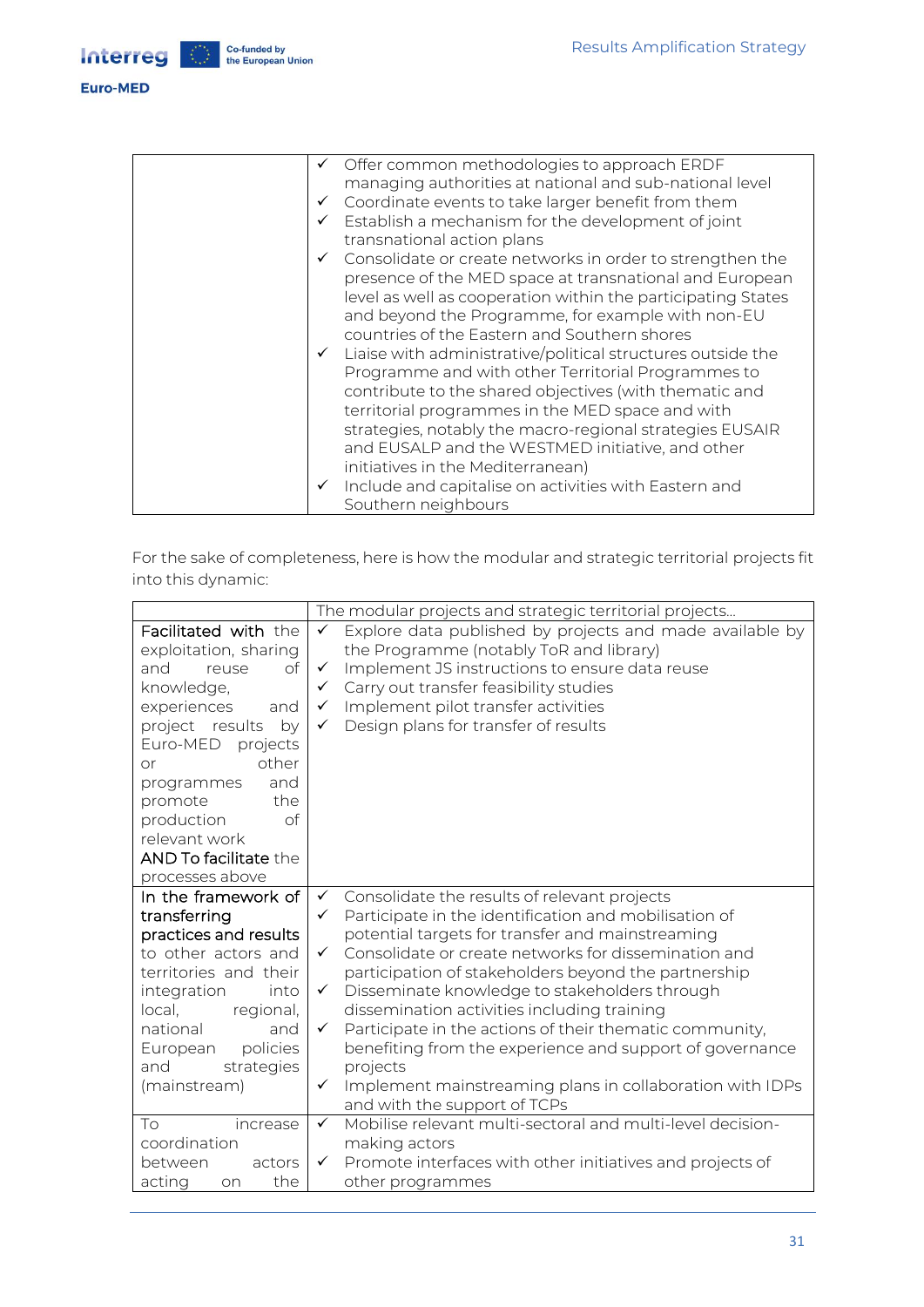| | |
|---|---|
| | ✓ Offer common methodologies to approach ERDF managing authorities at national and sub-national level<br>✓ Coordinate events to take larger benefit from them<br>✓ Establish a mechanism for the development of joint transnational action plans<br>✓ Consolidate or create networks in order to strengthen the presence of the MED space at transnational and European level as well as cooperation within the participating States and beyond the Programme, for example with non-EU countries of the Eastern and Southern shores<br>✓ Liaise with administrative/political structures outside the Programme and with other Territorial Programmes to contribute to the shared objectives (with thematic and territorial programmes in the MED space and with strategies, notably the macro-regional strategies EUSAIR and EUSALP and the WESTMED initiative, and other initiatives in the Mediterranean)<br>✓ Include and capitalise on activities with Eastern and Southern neighbours |

For the sake of completeness, here is how the modular and strategic territorial projects fit into this dynamic:

| | The modular projects and strategic territorial projects… |
|---|---|
| **Facilitated with** the exploitation, sharing and reuse of knowledge, experiences and project results by Euro-MED projects or other programmes and promote the production of relevant work **AND To facilitate** the processes above | ✓ Explore data published by projects and made available by the Programme (notably ToR and library)<br>✓ Implement JS instructions to ensure data reuse<br>✓ Carry out transfer feasibility studies<br>✓ Implement pilot transfer activities<br>✓ Design plans for transfer of results |
| **In the framework of transferring practices and results** to other actors and territories and their integration into local, regional, national and European policies and strategies (mainstream) | ✓ Consolidate the results of relevant projects<br>✓ Participate in the identification and mobilisation of potential targets for transfer and mainstreaming<br>✓ Consolidate or create networks for dissemination and participation of stakeholders beyond the partnership<br>✓ Disseminate knowledge to stakeholders through dissemination activities including training<br>✓ Participate in the actions of their thematic community, benefiting from the experience and support of governance projects<br>✓ Implement mainstreaming plans in collaboration with IDPs and with the support of TCPs |
| To increase coordination between actors acting on the | ✓ Mobilise relevant multi-sectoral and multi-level decision-making actors<br>✓ Promote interfaces with other initiatives and projects of other programmes |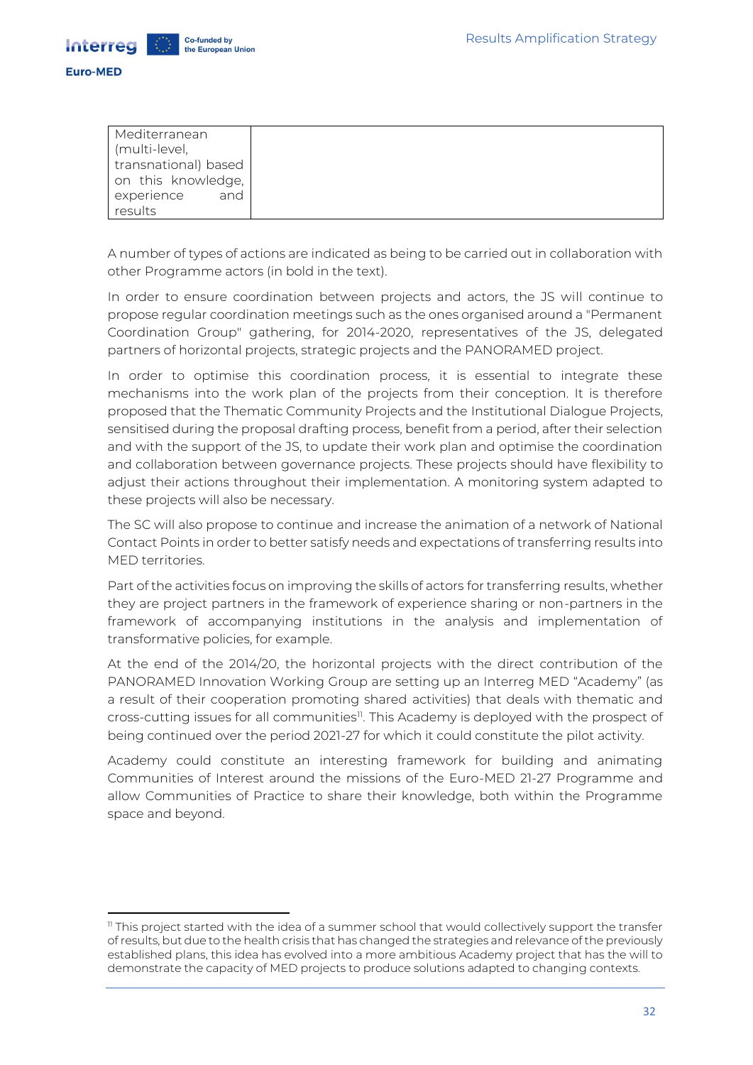| Mediterranean (multi-level, transnational) based on this knowledge, experience and results | |
|---|---|

A number of types of actions are indicated as being to be carried out in collaboration with other Programme actors (in bold in the text).

In order to ensure coordination between projects and actors, the JS will continue to propose regular coordination meetings such as the ones organised around a "Permanent Coordination Group" gathering, for 2014-2020, representatives of the JS, delegated partners of horizontal projects, strategic projects and the PANORAMED project.

In order to optimise this coordination process, it is essential to integrate these mechanisms into the work plan of the projects from their conception. It is therefore proposed that the Thematic Community Projects and the Institutional Dialogue Projects, sensitised during the proposal drafting process, benefit from a period, after their selection and with the support of the JS, to update their work plan and optimise the coordination and collaboration between governance projects. These projects should have flexibility to adjust their actions throughout their implementation. A monitoring system adapted to these projects will also be necessary.

The SC will also propose to continue and increase the animation of a network of National Contact Points in order to better satisfy needs and expectations of transferring results into MED territories.

Part of the activities focus on improving the skills of actors for transferring results, whether they are project partners in the framework of experience sharing or non-partners in the framework of accompanying institutions in the analysis and implementation of transformative policies, for example.

At the end of the 2014/20, the horizontal projects with the direct contribution of the PANORAMED Innovation Working Group are setting up an Interreg MED "Academy" (as a result of their cooperation promoting shared activities) that deals with thematic and cross-cutting issues for all communities[11]. This Academy is deployed with the prospect of being continued over the period 2021-27 for which it could constitute the pilot activity.

Academy could constitute an interesting framework for building and animating Communities of Interest around the missions of the Euro-MED 21-27 Programme and allow Communities of Practice to share their knowledge, both within the Programme space and beyond.

[11] This project started with the idea of a summer school that would collectively support the transfer of results, but due to the health crisis that has changed the strategies and relevance of the previously established plans, this idea has evolved into a more ambitious Academy project that has the will to demonstrate the capacity of MED projects to produce solutions adapted to changing contexts.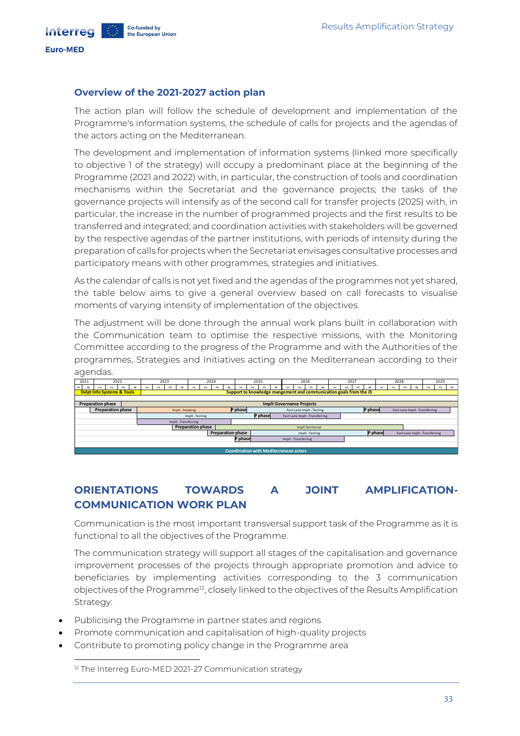## Overview of the 2021-2027 action plan

The action plan will follow the schedule of development and implementation of the Programme's information systems, the schedule of calls for projects and the agendas of the actors acting on the Mediterranean.

The development and implementation of information systems (linked more specifically to objective 1 of the strategy) will occupy a predominant place at the beginning of the Programme (2021 and 2022) with, in particular, the construction of tools and coordination mechanisms within the Secretariat and the governance projects; the tasks of the governance projects will intensify as of the second call for transfer projects (2025) with, in particular, the increase in the number of programmed projects and the first results to be transferred and integrated; and coordination activities with stakeholders will be governed by the respective agendas of the partner institutions, with periods of intensity during the preparation of calls for projects when the Secretariat envisages consultative processes and participatory means with other programmes, strategies and initiatives.

As the calendar of calls is not yet fixed and the agendas of the programmes not yet shared, the table below aims to give a general overview based on call forecasts to visualise moments of varying intensity of implementation of the objectives.

The adjustment will be done through the annual work plans built in collaboration with the Communication team to optimise the respective missions, with the Monitoring Committee according to the progress of the Programme and with the Authorities of the programmes, Strategies and Initiatives acting on the Mediterranean according to their agendas.

| 2021 | 2022 | 2023 | 2024 | 2025 | 2026 | 2027 | 2028 | 2029 |
|---|---|---|---|---|---|---|---|---|
| Dvlpt Info Systems & Tools | | Support to knowledge mangement and communication goals from the JS | | | | | | |
| Preparation phase | | Implt Governance Projects | | | | | | |
| | Preparation phase | Implt - Studying | | P phase / Fast Lane Implt - Testing | | P phase | Fast Lane Implt - Transferring | |
| | | Implt - Testing | | P phase | Fast Lane Implt - Transferring | | | |
| | | Implt - Transferring | | | | | | |
| | | | Preparation phase | Implt Territorial | | | | |
| | | | Preparation phase | Implt - Testing | | P phase | Fast Lane Implt - Transferring | |
| | | | | P phase / Implt - Transferring | | | | |
| Coordination with Mediterranean actors | | | | | | | | |

## ORIENTATIONS TOWARDS A JOINT AMPLIFICATION-COMMUNICATION WORK PLAN

Communication is the most important transversal support task of the Programme as it is functional to all the objectives of the Programme.

The communication strategy will support all stages of the capitalisation and governance improvement processes of the projects through appropriate promotion and advice to beneficiaries by implementing activities corresponding to the 3 communication objectives of the Programme[12], closely linked to the objectives of the Results Amplification Strategy:

- Publicising the Programme in partner states and regions
- Promote communication and capitalisation of high-quality projects
- Contribute to promoting policy change in the Programme area

[12] The Interreg Euro-MED 2021-27 Communication strategy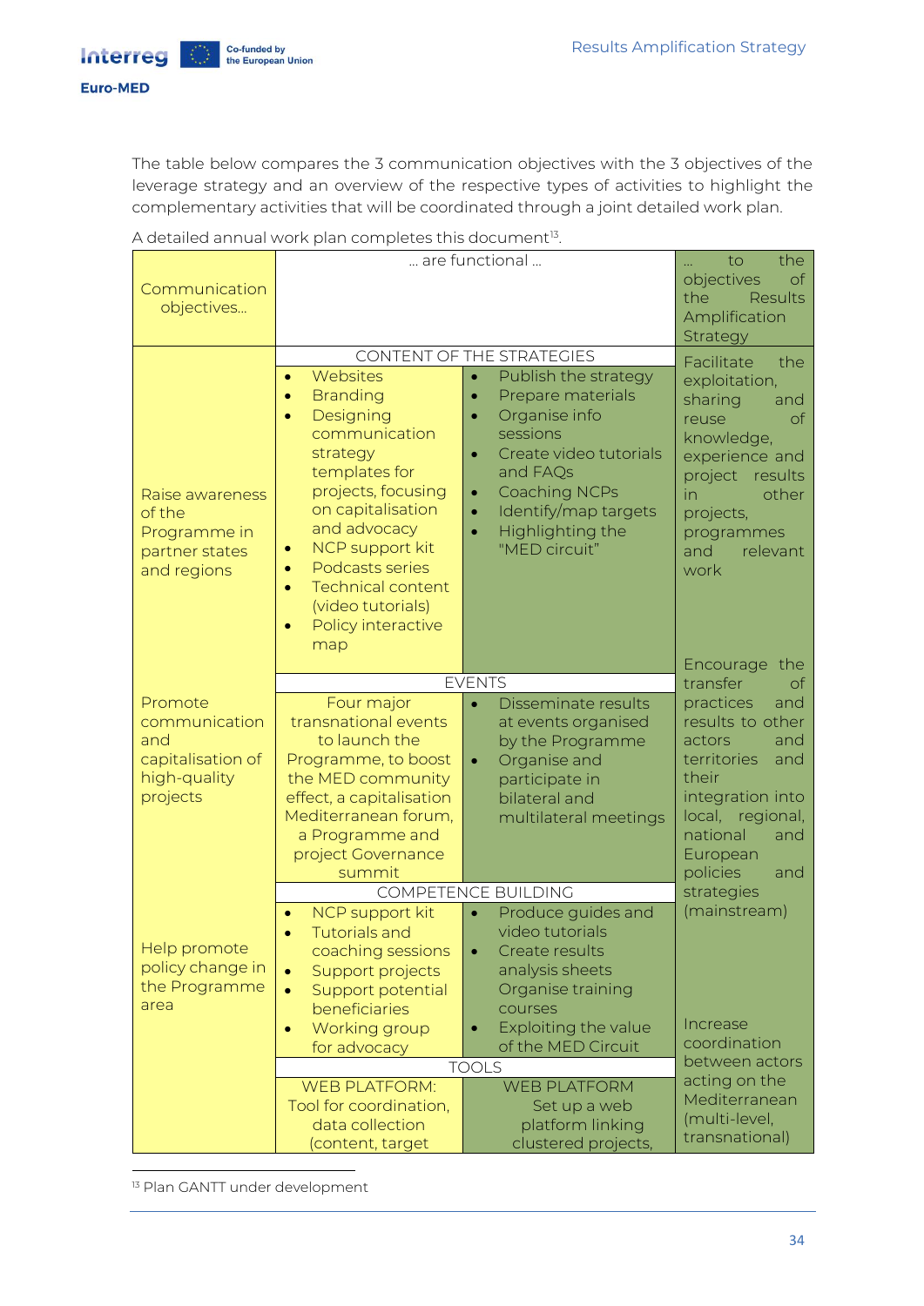The table below compares the 3 communication objectives with the 3 objectives of the leverage strategy and an overview of the respective types of activities to highlight the complementary activities that will be coordinated through a joint detailed work plan.

A detailed annual work plan completes this document[13].

| Communication objectives… | … are functional … | | … to the objectives of the Results Amplification Strategy |
|---|---|---|---|
| | CONTENT OF THE STRATEGIES | | |
| Raise awareness of the Programme in partner states and regions | • Websites<br>• Branding<br>• Designing communication strategy templates for projects, focusing on capitalisation and advocacy<br>• NCP support kit<br>• Podcasts series<br>• Technical content (video tutorials)<br>• Policy interactive map | • Publish the strategy<br>• Prepare materials<br>• Organise info sessions<br>• Create video tutorials and FAQs<br>• Coaching NCPs<br>• Identify/map targets<br>• Highlighting the "MED circuit" | Facilitate the exploitation, sharing and reuse of knowledge, experience and project results in other projects, programmes and relevant work |
| | EVENTS | | |
| Promote communication and capitalisation of high-quality projects | Four major transnational events to launch the Programme, to boost the MED community effect, a capitalisation Mediterranean forum, a Programme and project Governance summit | • Disseminate results at events organised by the Programme<br>• Organise and participate in bilateral and multilateral meetings | Encourage the transfer of practices and results to other actors and territories and their integration into local, regional, national and European policies and strategies (mainstream) |
| | COMPETENCE BUILDING | | |
| Help promote policy change in the Programme area | • NCP support kit<br>• Tutorials and coaching sessions<br>• Support projects<br>• Support potential beneficiaries<br>• Working group for advocacy | • Produce guides and video tutorials<br>• Create results analysis sheets Organise training courses<br>• Exploiting the value of the MED Circuit | Increase coordination between actors acting on the Mediterranean (multi-level, transnational) |
| | TOOLS | | |
| | WEB PLATFORM: Tool for coordination, data collection (content, target | WEB PLATFORM Set up a web platform linking clustered projects, | |

[13] Plan GANTT under development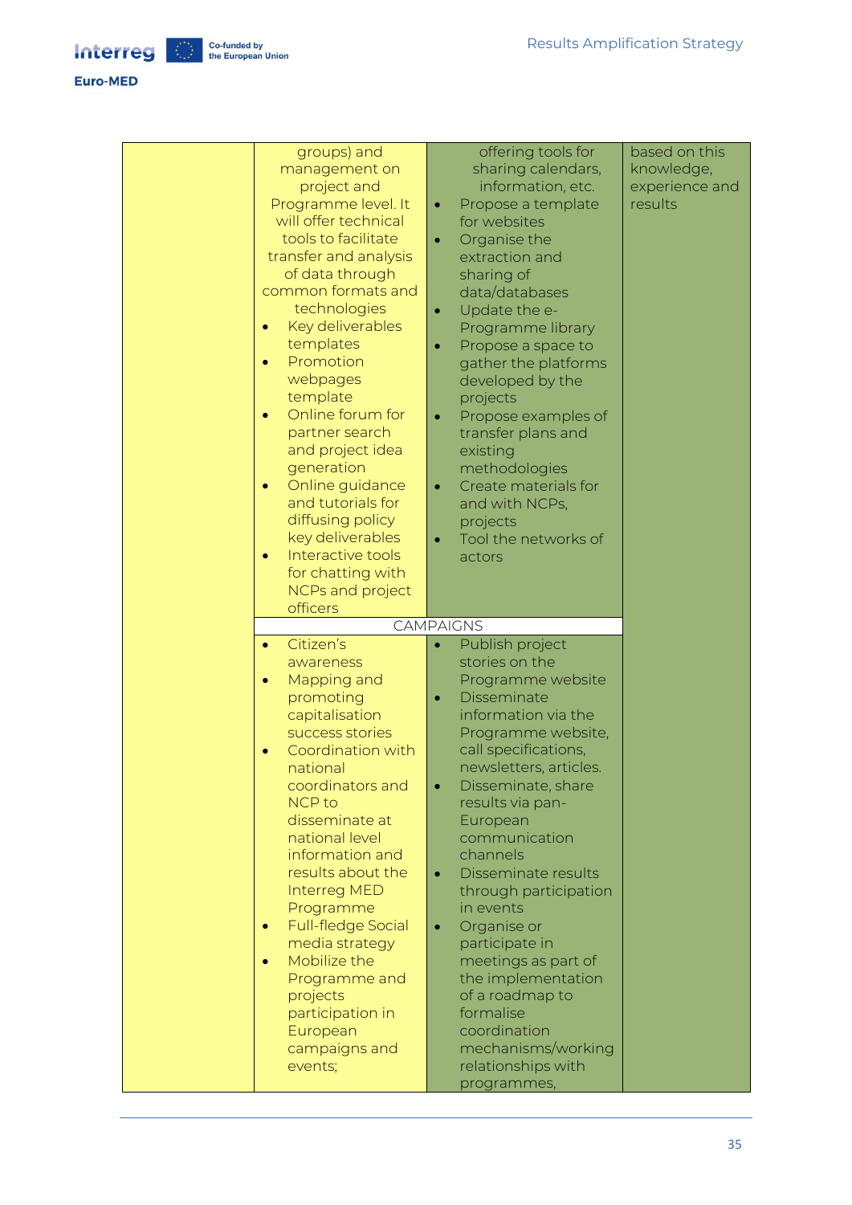| | | | |
|---|---|---|---|
| | groups) and management on project and Programme level. It will offer technical tools to facilitate transfer and analysis of data through common formats and technologies<br>• Key deliverables templates<br>• Promotion webpages template<br>• Online forum for partner search and project idea generation<br>• Online guidance and tutorials for diffusing policy key deliverables<br>• Interactive tools for chatting with NCPs and project officers | offering tools for sharing calendars, information, etc.<br>• Propose a template for websites<br>• Organise the extraction and sharing of data/databases<br>• Update the e-Programme library<br>• Propose a space to gather the platforms developed by the projects<br>• Propose examples of transfer plans and existing methodologies<br>• Create materials for and with NCPs, projects<br>• Tool the networks of actors | based on this knowledge, experience and results |
| | CAMPAIGNS | | |
| | • Citizen's awareness<br>• Mapping and promoting capitalisation success stories<br>• Coordination with national coordinators and NCP to disseminate at national level information and results about the Interreg MED Programme<br>• Full-fledge Social media strategy<br>• Mobilize the Programme and projects participation in European campaigns and events; | • Publish project stories on the Programme website<br>• Disseminate information via the Programme website, call specifications, newsletters, articles.<br>• Disseminate, share results via pan-European communication channels<br>• Disseminate results through participation in events<br>• Organise or participate in meetings as part of the implementation of a roadmap to formalise coordination mechanisms/working relationships with programmes, | |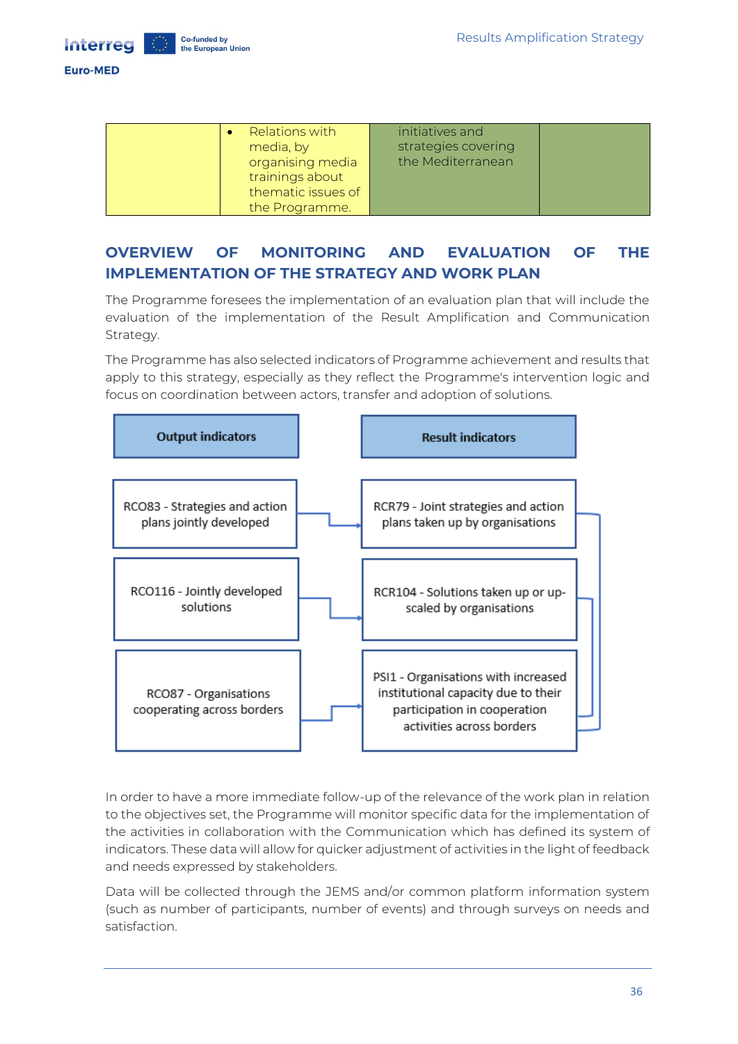|  | • Relations with media, by organising media trainings about thematic issues of the Programme. | initiatives and strategies covering the Mediterranean |  |
|---|---|---|---|

## OVERVIEW OF MONITORING AND EVALUATION OF THE IMPLEMENTATION OF THE STRATEGY AND WORK PLAN

The Programme foresees the implementation of an evaluation plan that will include the evaluation of the implementation of the Result Amplification and Communication Strategy.

The Programme has also selected indicators of Programme achievement and results that apply to this strategy, especially as they reflect the Programme's intervention logic and focus on coordination between actors, transfer and adoption of solutions.

| Output indicators | Result indicators |
|---|---|
| RCO83 - Strategies and action plans jointly developed | RCR79 - Joint strategies and action plans taken up by organisations |
| RCO116 - Jointly developed solutions | RCR104 - Solutions taken up or up-scaled by organisations |
| RCO87 - Organisations cooperating across borders | PSI1 - Organisations with increased institutional capacity due to their participation in cooperation activities across borders |

In order to have a more immediate follow-up of the relevance of the work plan in relation to the objectives set, the Programme will monitor specific data for the implementation of the activities in collaboration with the Communication which has defined its system of indicators. These data will allow for quicker adjustment of activities in the light of feedback and needs expressed by stakeholders.

Data will be collected through the JEMS and/or common platform information system (such as number of participants, number of events) and through surveys on needs and satisfaction.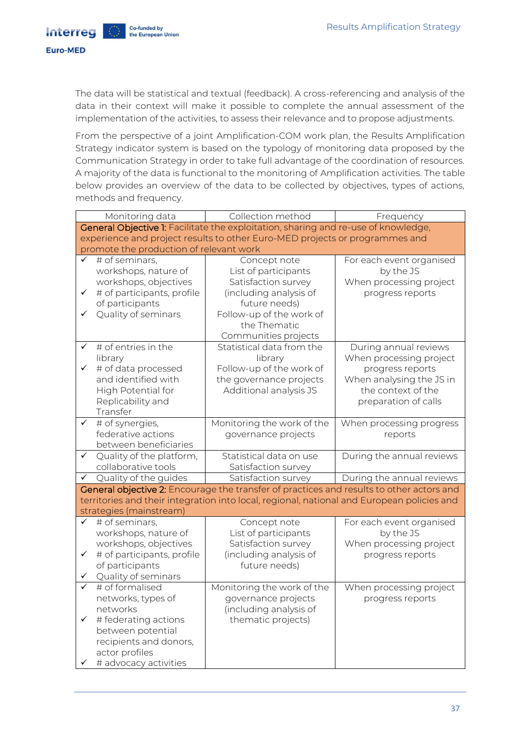The data will be statistical and textual (feedback). A cross-referencing and analysis of the data in their context will make it possible to complete the annual assessment of the implementation of the activities, to assess their relevance and to propose adjustments.

From the perspective of a joint Amplification-COM work plan, the Results Amplification Strategy indicator system is based on the typology of monitoring data proposed by the Communication Strategy in order to take full advantage of the coordination of resources. A majority of the data is functional to the monitoring of Amplification activities. The table below provides an overview of the data to be collected by objectives, types of actions, methods and frequency.

| Monitoring data | Collection method | Frequency |
|---|---|---|
| **General Objective 1:** Facilitate the exploitation, sharing and re-use of knowledge, experience and project results to other Euro-MED projects or programmes and promote the production of relevant work | | |
| ✓ # of seminars, workshops, nature of workshops, objectives<br>✓ # of participants, profile of participants<br>✓ Quality of seminars | Concept note<br>List of participants<br>Satisfaction survey (including analysis of future needs)<br>Follow-up of the work of the Thematic Communities projects | For each event organised by the JS<br>When processing project progress reports |
| ✓ # of entries in the library<br>✓ # of data processed and identified with High Potential for Replicability and Transfer | Statistical data from the library<br>Follow-up of the work of the governance projects<br>Additional analysis JS | During annual reviews<br>When processing project progress reports<br>When analysing the JS in the context of the preparation of calls |
| ✓ # of synergies, federative actions between beneficiaries | Monitoring the work of the governance projects | When processing progress reports |
| ✓ Quality of the platform, collaborative tools | Statistical data on use<br>Satisfaction survey | During the annual reviews |
| ✓ Quality of the guides | Satisfaction survey | During the annual reviews |
| **General objective 2:** Encourage the transfer of practices and results to other actors and territories and their integration into local, regional, national and European policies and strategies (mainstream) | | |
| ✓ # of seminars, workshops, nature of workshops, objectives<br>✓ # of participants, profile of participants<br>✓ Quality of seminars | Concept note<br>List of participants<br>Satisfaction survey (including analysis of future needs) | For each event organised by the JS<br>When processing project progress reports |
| ✓ # of formalised networks, types of networks<br>✓ # federating actions between potential recipients and donors, actor profiles<br>✓ # advocacy activities | Monitoring the work of the governance projects (including analysis of thematic projects) | When processing project progress reports |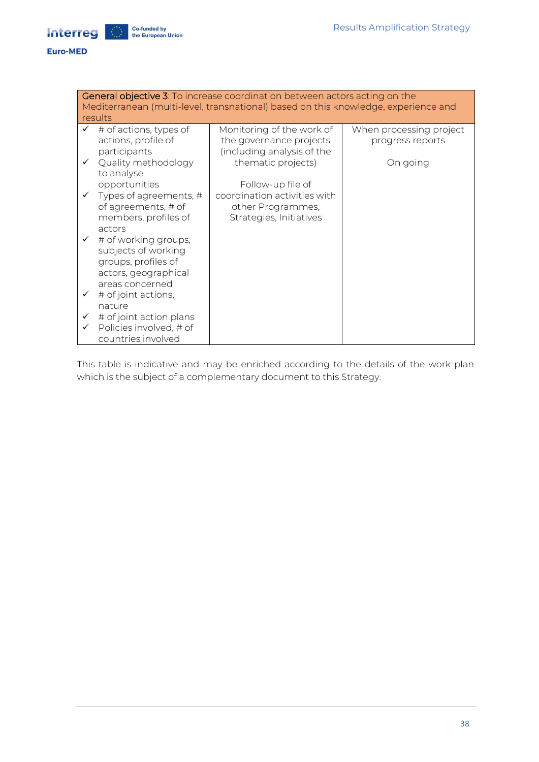| **General objective 3**: To increase coordination between actors acting on the Mediterranean (multi-level, transnational) based on this knowledge, experience and results | | |
|---|---|---|
| ✓ # of actions, types of actions, profile of participants<br>✓ Quality methodology to analyse opportunities<br>✓ Types of agreements, # of agreements, # of members, profiles of actors<br>✓ # of working groups, subjects of working groups, profiles of actors, geographical areas concerned<br>✓ # of joint actions, nature<br>✓ # of joint action plans<br>✓ Policies involved, # of countries involved | Monitoring of the work of the governance projects (including analysis of the thematic projects)<br><br>Follow-up file of coordination activities with other Programmes, Strategies, Initiatives | When processing project progress reports<br><br>On going |

This table is indicative and may be enriched according to the details of the work plan which is the subject of a complementary document to this Strategy.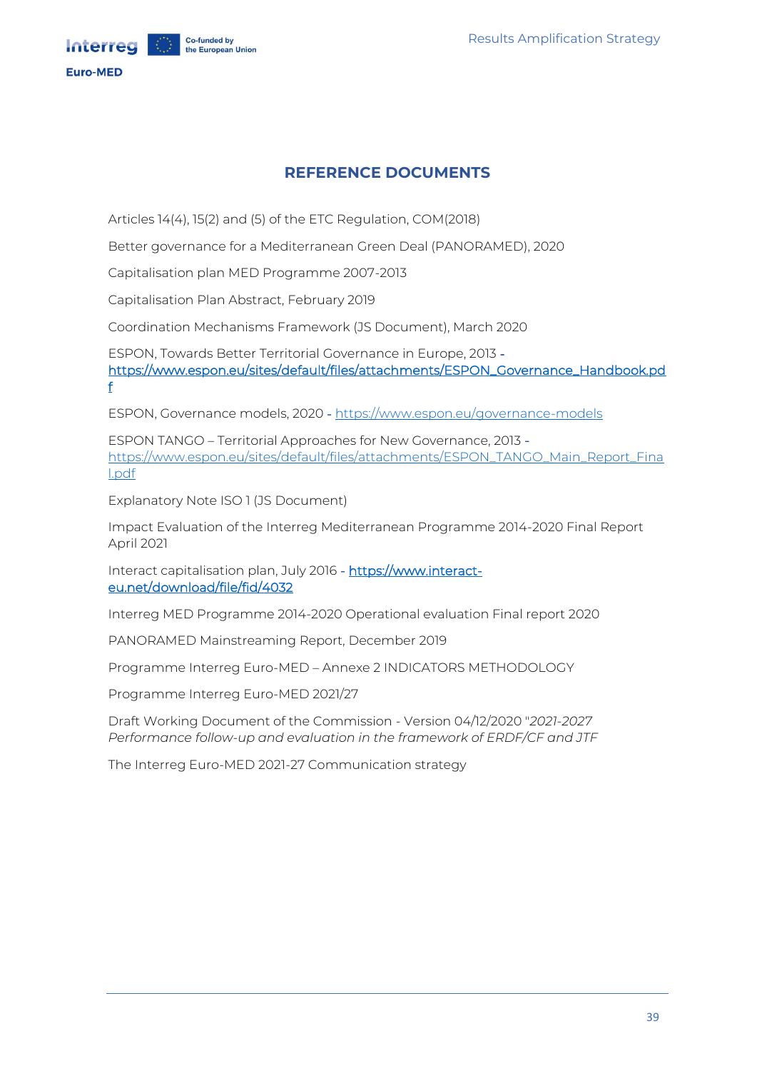## REFERENCE DOCUMENTS

Articles 14(4), 15(2) and (5) of the ETC Regulation, COM(2018)

Better governance for a Mediterranean Green Deal (PANORAMED), 2020

Capitalisation plan MED Programme 2007-2013

Capitalisation Plan Abstract, February 2019

Coordination Mechanisms Framework (JS Document), March 2020

ESPON, Towards Better Territorial Governance in Europe, 2013 - https://www.espon.eu/sites/default/files/attachments/ESPON_Governance_Handbook.pdf

ESPON, Governance models, 2020 - https://www.espon.eu/governance-models

ESPON TANGO – Territorial Approaches for New Governance, 2013 - https://www.espon.eu/sites/default/files/attachments/ESPON_TANGO_Main_Report_Final.pdf

Explanatory Note ISO 1 (JS Document)

Impact Evaluation of the Interreg Mediterranean Programme 2014-2020 Final Report April 2021

Interact capitalisation plan, July 2016 - https://www.interact-eu.net/download/file/fid/4032

Interreg MED Programme 2014-2020 Operational evaluation Final report 2020

PANORAMED Mainstreaming Report, December 2019

Programme Interreg Euro-MED – Annexe 2 INDICATORS METHODOLOGY

Programme Interreg Euro-MED 2021/27

Draft Working Document of the Commission - Version 04/12/2020 "*2021-2027 Performance follow-up and evaluation in the framework of ERDF/CF and JTF*

The Interreg Euro-MED 2021-27 Communication strategy